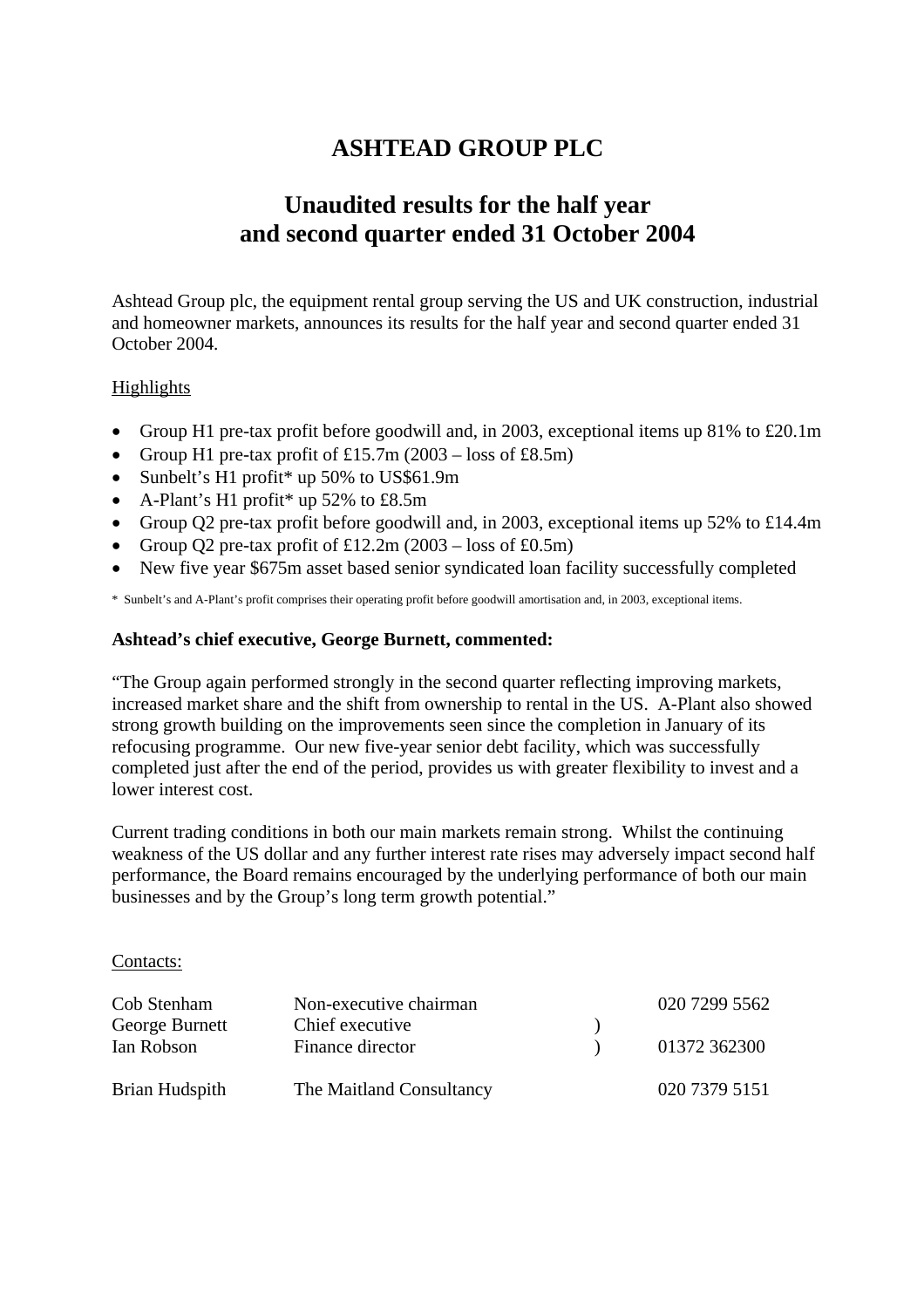# ASHTEAD GROUP PLC

## Unaudited results for the half year and second quarter ended 31 October 2004

Ashtead Group plc, the equipment rental group serving the US and UK construction, industrial and homeowner markets, announces its results for the half year and second quarter ended 31 October 2004.

Highlights

- Group H1 pre-tax profit before goodwill and, in 2003, exceptional items up 81% to £20.1m
- Group H1 pre-tax profit of £15.7m (2003 – loss of £8.5m)
- Sunbelt's H1 profit* up 50% to US$61.9m
- A-Plant's H1 profit* up 52% to £8.5m
- Group Q2 pre-tax profit before goodwill and, in 2003, exceptional items up 52% to £14.4m
- Group Q2 pre-tax profit of £12.2m (2003 – loss of £0.5m)
- New five year $675m asset based senior syndicated loan facility successfully completed

\* Sunbelt's and A-Plant's profit comprises their operating profit before goodwill amortisation and, in 2003, exceptional items.

**Ashtead's chief executive, George Burnett, commented:**

"The Group again performed strongly in the second quarter reflecting improving markets, increased market share and the shift from ownership to rental in the US. A-Plant also showed strong growth building on the improvements seen since the completion in January of its refocusing programme. Our new five-year senior debt facility, which was successfully completed just after the end of the period, provides us with greater flexibility to invest and a lower interest cost.

Current trading conditions in both our main markets remain strong. Whilst the continuing weakness of the US dollar and any further interest rate rises may adversely impact second half performance, the Board remains encouraged by the underlying performance of both our main businesses and by the Group's long term growth potential."

Contacts:

| | | | |
|---|---|---|---|
| Cob Stenham | Non-executive chairman | | 020 7299 5562 |
| George Burnett | Chief executive | ) | |
| Ian Robson | Finance director | ) | 01372 362300 |
| | | | |
| Brian Hudspith | The Maitland Consultancy | | 020 7379 5151 |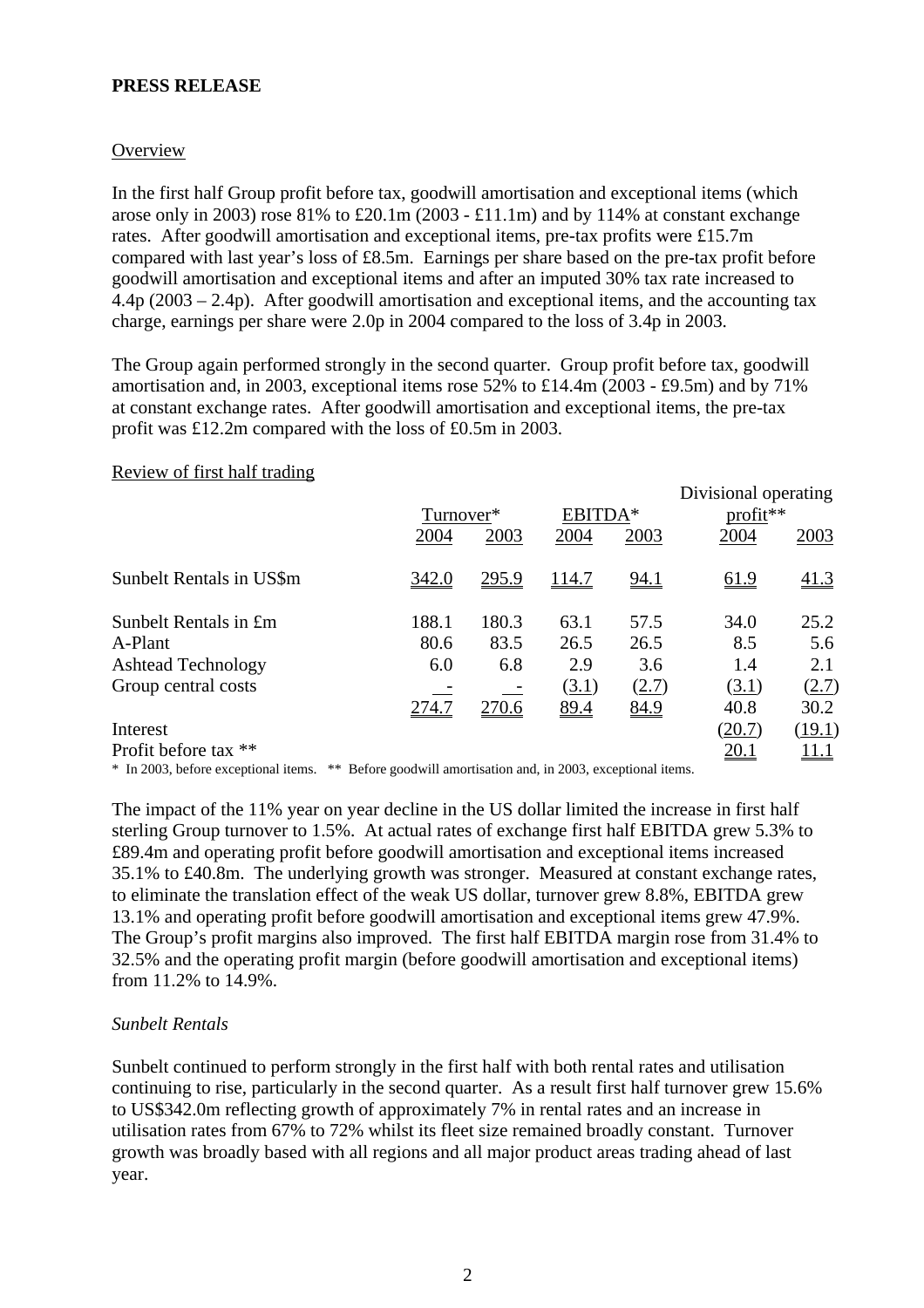**PRESS RELEASE**

Overview

In the first half Group profit before tax, goodwill amortisation and exceptional items (which arose only in 2003) rose 81% to £20.1m (2003 - £11.1m) and by 114% at constant exchange rates. After goodwill amortisation and exceptional items, pre-tax profits were £15.7m compared with last year's loss of £8.5m. Earnings per share based on the pre-tax profit before goodwill amortisation and exceptional items and after an imputed 30% tax rate increased to 4.4p (2003 – 2.4p). After goodwill amortisation and exceptional items, and the accounting tax charge, earnings per share were 2.0p in 2004 compared to the loss of 3.4p in 2003.

The Group again performed strongly in the second quarter. Group profit before tax, goodwill amortisation and, in 2003, exceptional items rose 52% to £14.4m (2003 - £9.5m) and by 71% at constant exchange rates. After goodwill amortisation and exceptional items, the pre-tax profit was £12.2m compared with the loss of £0.5m in 2003.

Review of first half trading

| | Turnover* | | EBITDA* | | Divisional operating profit** | |
|---|---|---|---|---|---|---|
| | 2004 | 2003 | 2004 | 2003 | 2004 | 2003 |
| Sunbelt Rentals in US$m | 342.0 | 295.9 | 114.7 | 94.1 | 61.9 | 41.3 |
| Sunbelt Rentals in £m | 188.1 | 180.3 | 63.1 | 57.5 | 34.0 | 25.2 |
| A-Plant | 80.6 | 83.5 | 26.5 | 26.5 | 8.5 | 5.6 |
| Ashtead Technology | 6.0 | 6.8 | 2.9 | 3.6 | 1.4 | 2.1 |
| Group central costs | - | - | (3.1) | (2.7) | (3.1) | (2.7) |
| | 274.7 | 270.6 | 89.4 | 84.9 | 40.8 | 30.2 |
| Interest | | | | | (20.7) | (19.1) |
| Profit before tax ** | | | | | 20.1 | 11.1 |

* In 2003, before exceptional items. ** Before goodwill amortisation and, in 2003, exceptional items.

The impact of the 11% year on year decline in the US dollar limited the increase in first half sterling Group turnover to 1.5%. At actual rates of exchange first half EBITDA grew 5.3% to £89.4m and operating profit before goodwill amortisation and exceptional items increased 35.1% to £40.8m. The underlying growth was stronger. Measured at constant exchange rates, to eliminate the translation effect of the weak US dollar, turnover grew 8.8%, EBITDA grew 13.1% and operating profit before goodwill amortisation and exceptional items grew 47.9%. The Group's profit margins also improved. The first half EBITDA margin rose from 31.4% to 32.5% and the operating profit margin (before goodwill amortisation and exceptional items) from 11.2% to 14.9%.

*Sunbelt Rentals*

Sunbelt continued to perform strongly in the first half with both rental rates and utilisation continuing to rise, particularly in the second quarter. As a result first half turnover grew 15.6% to US$342.0m reflecting growth of approximately 7% in rental rates and an increase in utilisation rates from 67% to 72% whilst its fleet size remained broadly constant. Turnover growth was broadly based with all regions and all major product areas trading ahead of last year.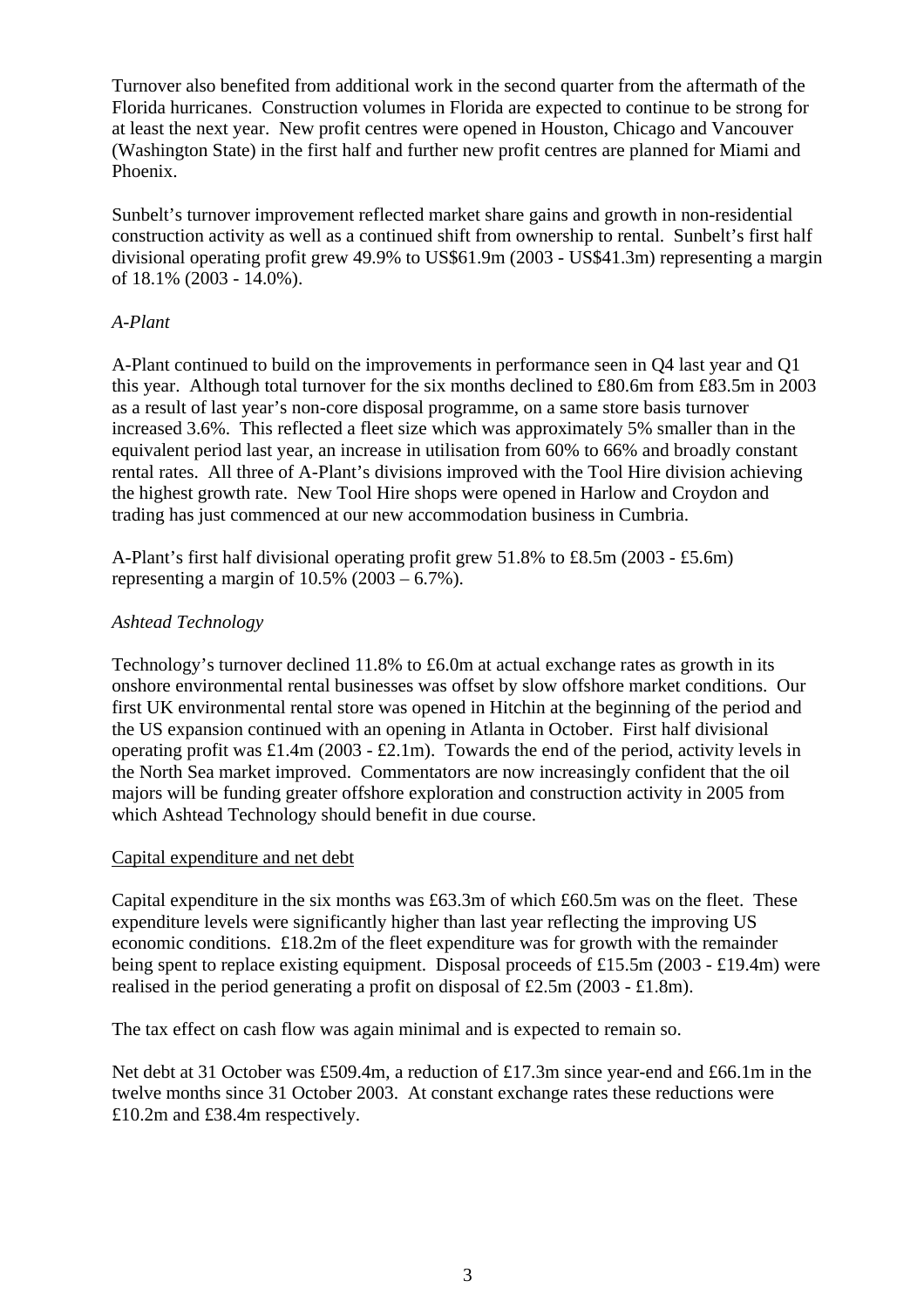Turnover also benefited from additional work in the second quarter from the aftermath of the Florida hurricanes. Construction volumes in Florida are expected to continue to be strong for at least the next year. New profit centres were opened in Houston, Chicago and Vancouver (Washington State) in the first half and further new profit centres are planned for Miami and Phoenix.

Sunbelt's turnover improvement reflected market share gains and growth in non-residential construction activity as well as a continued shift from ownership to rental. Sunbelt's first half divisional operating profit grew 49.9% to US$61.9m (2003 - US$41.3m) representing a margin of 18.1% (2003 - 14.0%).

*A-Plant*

A-Plant continued to build on the improvements in performance seen in Q4 last year and Q1 this year. Although total turnover for the six months declined to £80.6m from £83.5m in 2003 as a result of last year's non-core disposal programme, on a same store basis turnover increased 3.6%. This reflected a fleet size which was approximately 5% smaller than in the equivalent period last year, an increase in utilisation from 60% to 66% and broadly constant rental rates. All three of A-Plant's divisions improved with the Tool Hire division achieving the highest growth rate. New Tool Hire shops were opened in Harlow and Croydon and trading has just commenced at our new accommodation business in Cumbria.

A-Plant's first half divisional operating profit grew 51.8% to £8.5m (2003 - £5.6m) representing a margin of 10.5% (2003 – 6.7%).

*Ashtead Technology*

Technology's turnover declined 11.8% to £6.0m at actual exchange rates as growth in its onshore environmental rental businesses was offset by slow offshore market conditions. Our first UK environmental rental store was opened in Hitchin at the beginning of the period and the US expansion continued with an opening in Atlanta in October. First half divisional operating profit was £1.4m (2003 - £2.1m). Towards the end of the period, activity levels in the North Sea market improved. Commentators are now increasingly confident that the oil majors will be funding greater offshore exploration and construction activity in 2005 from which Ashtead Technology should benefit in due course.

<u>Capital expenditure and net debt</u>

Capital expenditure in the six months was £63.3m of which £60.5m was on the fleet. These expenditure levels were significantly higher than last year reflecting the improving US economic conditions. £18.2m of the fleet expenditure was for growth with the remainder being spent to replace existing equipment. Disposal proceeds of £15.5m (2003 - £19.4m) were realised in the period generating a profit on disposal of £2.5m (2003 - £1.8m).

The tax effect on cash flow was again minimal and is expected to remain so.

Net debt at 31 October was £509.4m, a reduction of £17.3m since year-end and £66.1m in the twelve months since 31 October 2003. At constant exchange rates these reductions were £10.2m and £38.4m respectively.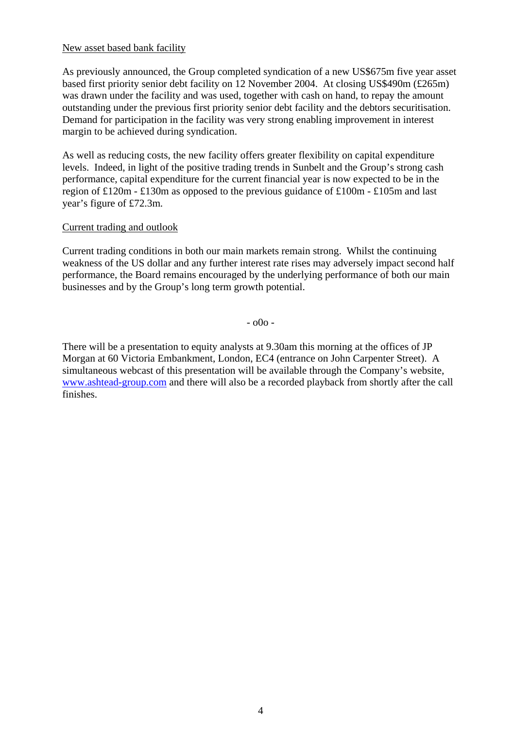New asset based bank facility

As previously announced, the Group completed syndication of a new US$675m five year asset based first priority senior debt facility on 12 November 2004. At closing US$490m (£265m) was drawn under the facility and was used, together with cash on hand, to repay the amount outstanding under the previous first priority senior debt facility and the debtors securitisation. Demand for participation in the facility was very strong enabling improvement in interest margin to be achieved during syndication.

As well as reducing costs, the new facility offers greater flexibility on capital expenditure levels. Indeed, in light of the positive trading trends in Sunbelt and the Group's strong cash performance, capital expenditure for the current financial year is now expected to be in the region of £120m - £130m as opposed to the previous guidance of £100m - £105m and last year's figure of £72.3m.

Current trading and outlook

Current trading conditions in both our main markets remain strong. Whilst the continuing weakness of the US dollar and any further interest rate rises may adversely impact second half performance, the Board remains encouraged by the underlying performance of both our main businesses and by the Group's long term growth potential.

- o0o -

There will be a presentation to equity analysts at 9.30am this morning at the offices of JP Morgan at 60 Victoria Embankment, London, EC4 (entrance on John Carpenter Street). A simultaneous webcast of this presentation will be available through the Company's website, www.ashtead-group.com and there will also be a recorded playback from shortly after the call finishes.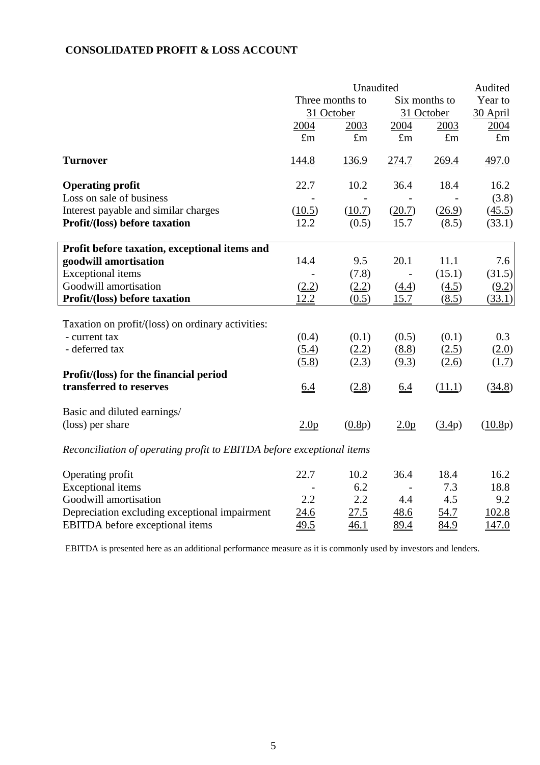## CONSOLIDATED PROFIT & LOSS ACCOUNT

| | Unaudited | | | | Audited |
|---|---|---|---|---|---|
| | Three months to 31 October | | Six months to 31 October | | Year to 30 April |
| | 2004 | 2003 | 2004 | 2003 | 2004 |
| | £m | £m | £m | £m | £m |
| **Turnover** | 144.8 | 136.9 | 274.7 | 269.4 | 497.0 |
| **Operating profit** | 22.7 | 10.2 | 36.4 | 18.4 | 16.2 |
| Loss on sale of business | - | - | - | - | (3.8) |
| Interest payable and similar charges | (10.5) | (10.7) | (20.7) | (26.9) | (45.5) |
| **Profit/(loss) before taxation** | 12.2 | (0.5) | 15.7 | (8.5) | (33.1) |
| **Profit before taxation, exceptional items and goodwill amortisation** | 14.4 | 9.5 | 20.1 | 11.1 | 7.6 |
| Exceptional items | - | (7.8) | - | (15.1) | (31.5) |
| Goodwill amortisation | (2.2) | (2.2) | (4.4) | (4.5) | (9.2) |
| **Profit/(loss) before taxation** | 12.2 | (0.5) | 15.7 | (8.5) | (33.1) |
| Taxation on profit/(loss) on ordinary activities: | | | | | |
| - current tax | (0.4) | (0.1) | (0.5) | (0.1) | 0.3 |
| - deferred tax | (5.4) | (2.2) | (8.8) | (2.5) | (2.0) |
| | (5.8) | (2.3) | (9.3) | (2.6) | (1.7) |
| **Profit/(loss) for the financial period transferred to reserves** | 6.4 | (2.8) | 6.4 | (11.1) | (34.8) |
| Basic and diluted earnings/ (loss) per share | 2.0p | (0.8p) | 2.0p | (3.4p) | (10.8p) |

*Reconciliation of operating profit to EBITDA before exceptional items*

| | 2004 | 2003 | 2004 | 2003 | 2004 |
|---|---|---|---|---|---|
| Operating profit | 22.7 | 10.2 | 36.4 | 18.4 | 16.2 |
| Exceptional items | - | 6.2 | - | 7.3 | 18.8 |
| Goodwill amortisation | 2.2 | 2.2 | 4.4 | 4.5 | 9.2 |
| Depreciation excluding exceptional impairment | 24.6 | 27.5 | 48.6 | 54.7 | 102.8 |
| EBITDA before exceptional items | 49.5 | 46.1 | 89.4 | 84.9 | 147.0 |

EBITDA is presented here as an additional performance measure as it is commonly used by investors and lenders.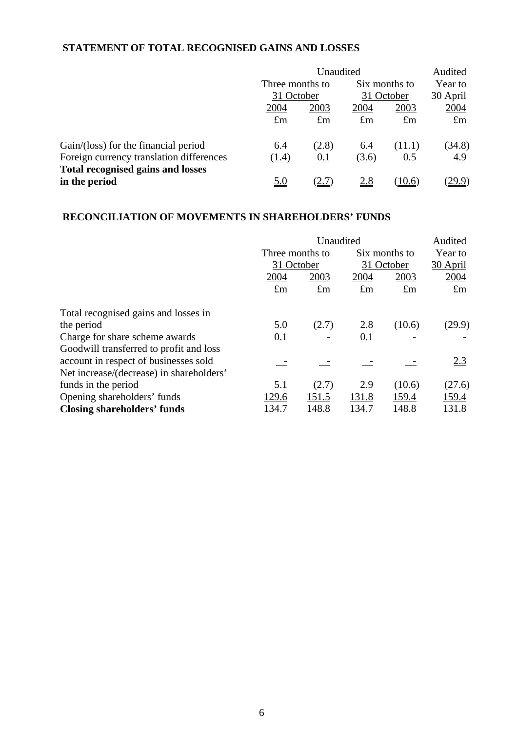## STATEMENT OF TOTAL RECOGNISED GAINS AND LOSSES

| | Unaudited | | | | Audited |
|---|---|---|---|---|---|
| | Three months to 31 October | | Six months to 31 October | | Year to 30 April |
| | 2004 | 2003 | 2004 | 2003 | 2004 |
| | £m | £m | £m | £m | £m |
| Gain/(loss) for the financial period | 6.4 | (2.8) | 6.4 | (11.1) | (34.8) |
| Foreign currency translation differences | (1.4) | 0.1 | (3.6) | 0.5 | 4.9 |
| **Total recognised gains and losses in the period** | 5.0 | (2.7) | 2.8 | (10.6) | (29.9) |

## RECONCILIATION OF MOVEMENTS IN SHAREHOLDERS' FUNDS

| | Unaudited | | | | Audited |
|---|---|---|---|---|---|
| | Three months to 31 October | | Six months to 31 October | | Year to 30 April |
| | 2004 | 2003 | 2004 | 2003 | 2004 |
| | £m | £m | £m | £m | £m |
| Total recognised gains and losses in the period | 5.0 | (2.7) | 2.8 | (10.6) | (29.9) |
| Charge for share scheme awards | 0.1 | - | 0.1 | - | - |
| Goodwill transferred to profit and loss account in respect of businesses sold | - | - | - | - | 2.3 |
| Net increase/(decrease) in shareholders' funds in the period | 5.1 | (2.7) | 2.9 | (10.6) | (27.6) |
| Opening shareholders' funds | 129.6 | 151.5 | 131.8 | 159.4 | 159.4 |
| **Closing shareholders' funds** | 134.7 | 148.8 | 134.7 | 148.8 | 131.8 |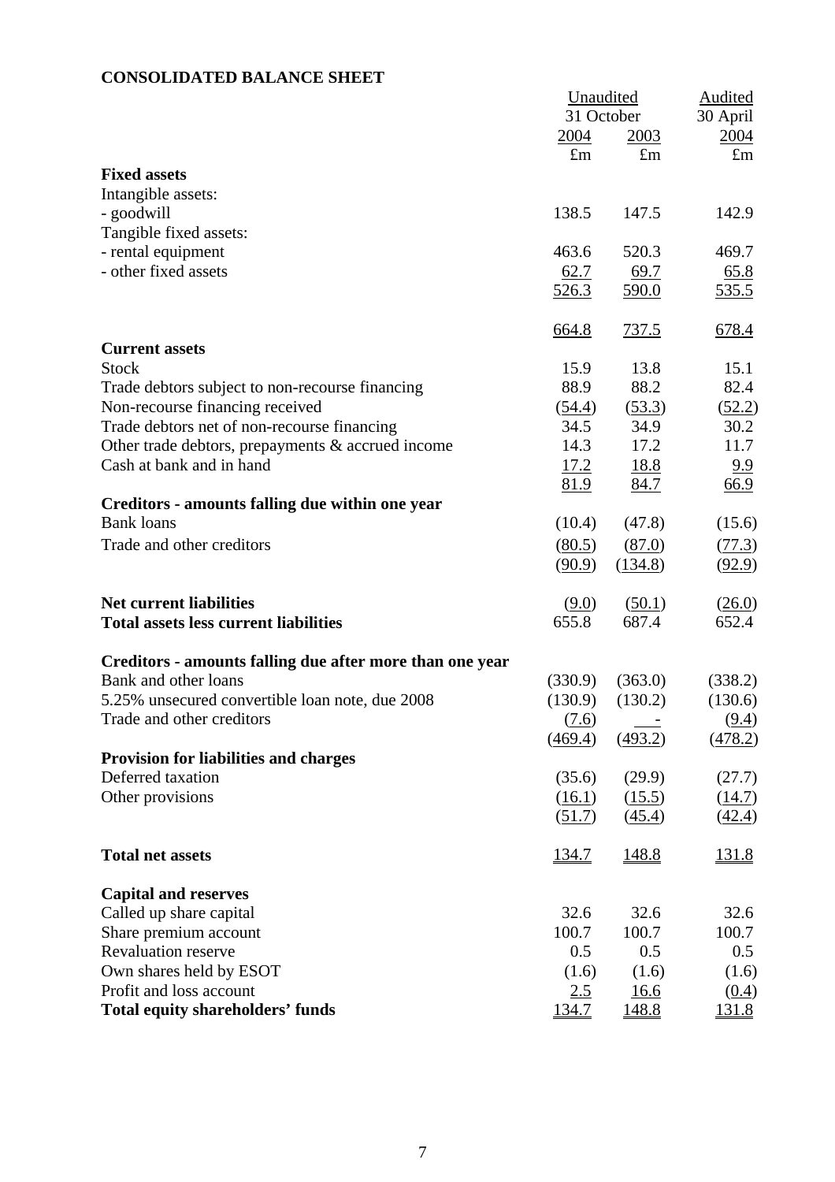## CONSOLIDATED BALANCE SHEET

| | Unaudited | | Audited |
|---|---|---|---|
| | 31 October | | 30 April |
| | 2004 | 2003 | 2004 |
| | £m | £m | £m |
| **Fixed assets** | | | |
| Intangible assets: | | | |
| - goodwill | 138.5 | 147.5 | 142.9 |
| Tangible fixed assets: | | | |
| - rental equipment | 463.6 | 520.3 | 469.7 |
| - other fixed assets | 62.7 | 69.7 | 65.8 |
| | 526.3 | 590.0 | 535.5 |
| | 664.8 | 737.5 | 678.4 |
| **Current assets** | | | |
| Stock | 15.9 | 13.8 | 15.1 |
| Trade debtors subject to non-recourse financing | 88.9 | 88.2 | 82.4 |
| Non-recourse financing received | (54.4) | (53.3) | (52.2) |
| Trade debtors net of non-recourse financing | 34.5 | 34.9 | 30.2 |
| Other trade debtors, prepayments & accrued income | 14.3 | 17.2 | 11.7 |
| Cash at bank and in hand | 17.2 | 18.8 | 9.9 |
| | 81.9 | 84.7 | 66.9 |
| **Creditors - amounts falling due within one year** | | | |
| Bank loans | (10.4) | (47.8) | (15.6) |
| Trade and other creditors | (80.5) | (87.0) | (77.3) |
| | (90.9) | (134.8) | (92.9) |
| **Net current liabilities** | (9.0) | (50.1) | (26.0) |
| **Total assets less current liabilities** | 655.8 | 687.4 | 652.4 |
| **Creditors - amounts falling due after more than one year** | | | |
| Bank and other loans | (330.9) | (363.0) | (338.2) |
| 5.25% unsecured convertible loan note, due 2008 | (130.9) | (130.2) | (130.6) |
| Trade and other creditors | (7.6) | - | (9.4) |
| | (469.4) | (493.2) | (478.2) |
| **Provision for liabilities and charges** | | | |
| Deferred taxation | (35.6) | (29.9) | (27.7) |
| Other provisions | (16.1) | (15.5) | (14.7) |
| | (51.7) | (45.4) | (42.4) |
| **Total net assets** | 134.7 | 148.8 | 131.8 |
| **Capital and reserves** | | | |
| Called up share capital | 32.6 | 32.6 | 32.6 |
| Share premium account | 100.7 | 100.7 | 100.7 |
| Revaluation reserve | 0.5 | 0.5 | 0.5 |
| Own shares held by ESOT | (1.6) | (1.6) | (1.6) |
| Profit and loss account | 2.5 | 16.6 | (0.4) |
| **Total equity shareholders' funds** | 134.7 | 148.8 | 131.8 |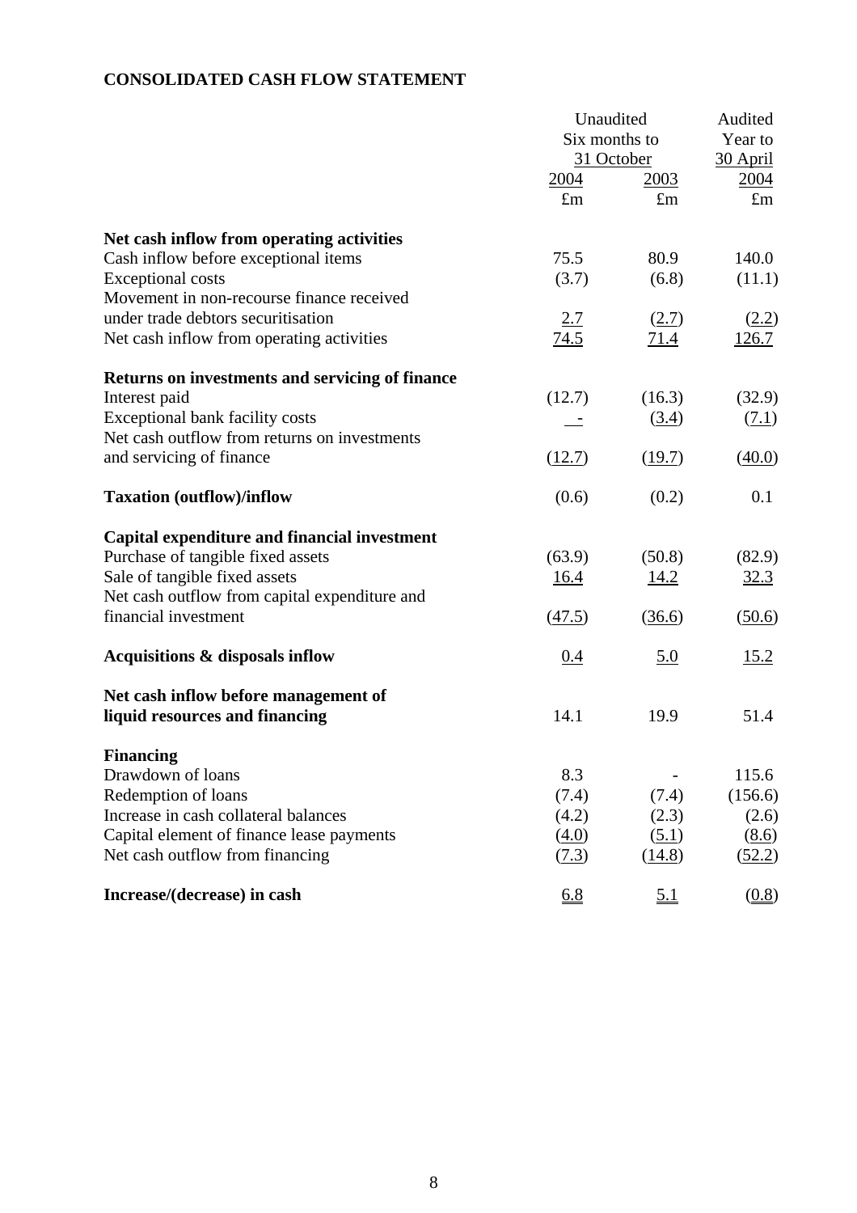**CONSOLIDATED CASH FLOW STATEMENT**

| | Unaudited Six months to 31 October 2004 £m | Unaudited Six months to 31 October 2003 £m | Audited Year to 30 April 2004 £m |
|---|---|---|---|
| **Net cash inflow from operating activities** | | | |
| Cash inflow before exceptional items | 75.5 | 80.9 | 140.0 |
| Exceptional costs | (3.7) | (6.8) | (11.1) |
| Movement in non-recourse finance received under trade debtors securitisation | 2.7 | (2.7) | (2.2) |
| Net cash inflow from operating activities | 74.5 | 71.4 | 126.7 |
| **Returns on investments and servicing of finance** | | | |
| Interest paid | (12.7) | (16.3) | (32.9) |
| Exceptional bank facility costs | - | (3.4) | (7.1) |
| Net cash outflow from returns on investments and servicing of finance | (12.7) | (19.7) | (40.0) |
| **Taxation (outflow)/inflow** | (0.6) | (0.2) | 0.1 |
| **Capital expenditure and financial investment** | | | |
| Purchase of tangible fixed assets | (63.9) | (50.8) | (82.9) |
| Sale of tangible fixed assets | 16.4 | 14.2 | 32.3 |
| Net cash outflow from capital expenditure and financial investment | (47.5) | (36.6) | (50.6) |
| **Acquisitions & disposals inflow** | 0.4 | 5.0 | 15.2 |
| **Net cash inflow before management of liquid resources and financing** | 14.1 | 19.9 | 51.4 |
| **Financing** | | | |
| Drawdown of loans | 8.3 | - | 115.6 |
| Redemption of loans | (7.4) | (7.4) | (156.6) |
| Increase in cash collateral balances | (4.2) | (2.3) | (2.6) |
| Capital element of finance lease payments | (4.0) | (5.1) | (8.6) |
| Net cash outflow from financing | (7.3) | (14.8) | (52.2) |
| **Increase/(decrease) in cash** | 6.8 | 5.1 | (0.8) |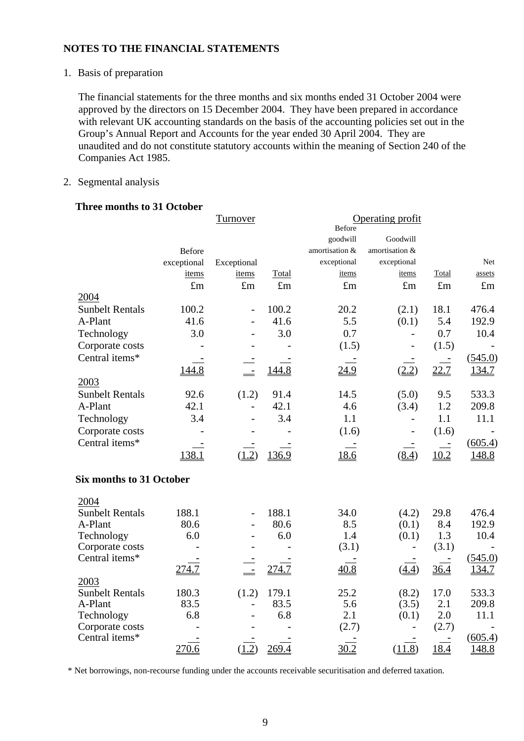## NOTES TO THE FINANCIAL STATEMENTS

1. Basis of preparation

   The financial statements for the three months and six months ended 31 October 2004 were approved by the directors on 15 December 2004. They have been prepared in accordance with relevant UK accounting standards on the basis of the accounting policies set out in the Group's Annual Report and Accounts for the year ended 30 April 2004. They are unaudited and do not constitute statutory accounts within the meaning of Section 240 of the Companies Act 1985.

2. Segmental analysis

**Three months to 31 October**

| | Turnover | | | Operating profit | | | |
|---|---|---|---|---|---|---|---|
| | Before exceptional items | Exceptional items | Total | Before goodwill amortisation & exceptional items | Goodwill amortisation & exceptional items | Total | Net assets |
| | £m | £m | £m | £m | £m | £m | £m |
| **2004** | | | | | | | |
| Sunbelt Rentals | 100.2 | - | 100.2 | 20.2 | (2.1) | 18.1 | 476.4 |
| A-Plant | 41.6 | - | 41.6 | 5.5 | (0.1) | 5.4 | 192.9 |
| Technology | 3.0 | - | 3.0 | 0.7 | - | 0.7 | 10.4 |
| Corporate costs | - | - | - | (1.5) | - | (1.5) | - |
| Central items* | - | - | - | - | - | - | (545.0) |
| | 144.8 | - | 144.8 | 24.9 | (2.2) | 22.7 | 134.7 |
| **2003** | | | | | | | |
| Sunbelt Rentals | 92.6 | (1.2) | 91.4 | 14.5 | (5.0) | 9.5 | 533.3 |
| A-Plant | 42.1 | - | 42.1 | 4.6 | (3.4) | 1.2 | 209.8 |
| Technology | 3.4 | - | 3.4 | 1.1 | - | 1.1 | 11.1 |
| Corporate costs | - | - | - | (1.6) | - | (1.6) | - |
| Central items* | - | - | - | - | - | - | (605.4) |
| | 138.1 | (1.2) | 136.9 | 18.6 | (8.4) | 10.2 | 148.8 |

**Six months to 31 October**

| | Before exceptional items | Exceptional items | Total | Before goodwill amortisation & exceptional items | Goodwill amortisation & exceptional items | Total | Net assets |
|---|---|---|---|---|---|---|---|
| **2004** | | | | | | | |
| Sunbelt Rentals | 188.1 | - | 188.1 | 34.0 | (4.2) | 29.8 | 476.4 |
| A-Plant | 80.6 | - | 80.6 | 8.5 | (0.1) | 8.4 | 192.9 |
| Technology | 6.0 | - | 6.0 | 1.4 | (0.1) | 1.3 | 10.4 |
| Corporate costs | - | - | - | (3.1) | - | (3.1) | - |
| Central items* | - | - | - | - | - | - | (545.0) |
| | 274.7 | - | 274.7 | 40.8 | (4.4) | 36.4 | 134.7 |
| **2003** | | | | | | | |
| Sunbelt Rentals | 180.3 | (1.2) | 179.1 | 25.2 | (8.2) | 17.0 | 533.3 |
| A-Plant | 83.5 | - | 83.5 | 5.6 | (3.5) | 2.1 | 209.8 |
| Technology | 6.8 | - | 6.8 | 2.1 | (0.1) | 2.0 | 11.1 |
| Corporate costs | - | - | - | (2.7) | - | (2.7) | - |
| Central items* | - | - | - | - | - | - | (605.4) |
| | 270.6 | (1.2) | 269.4 | 30.2 | (11.8) | 18.4 | 148.8 |

\* Net borrowings, non-recourse funding under the accounts receivable securitisation and deferred taxation.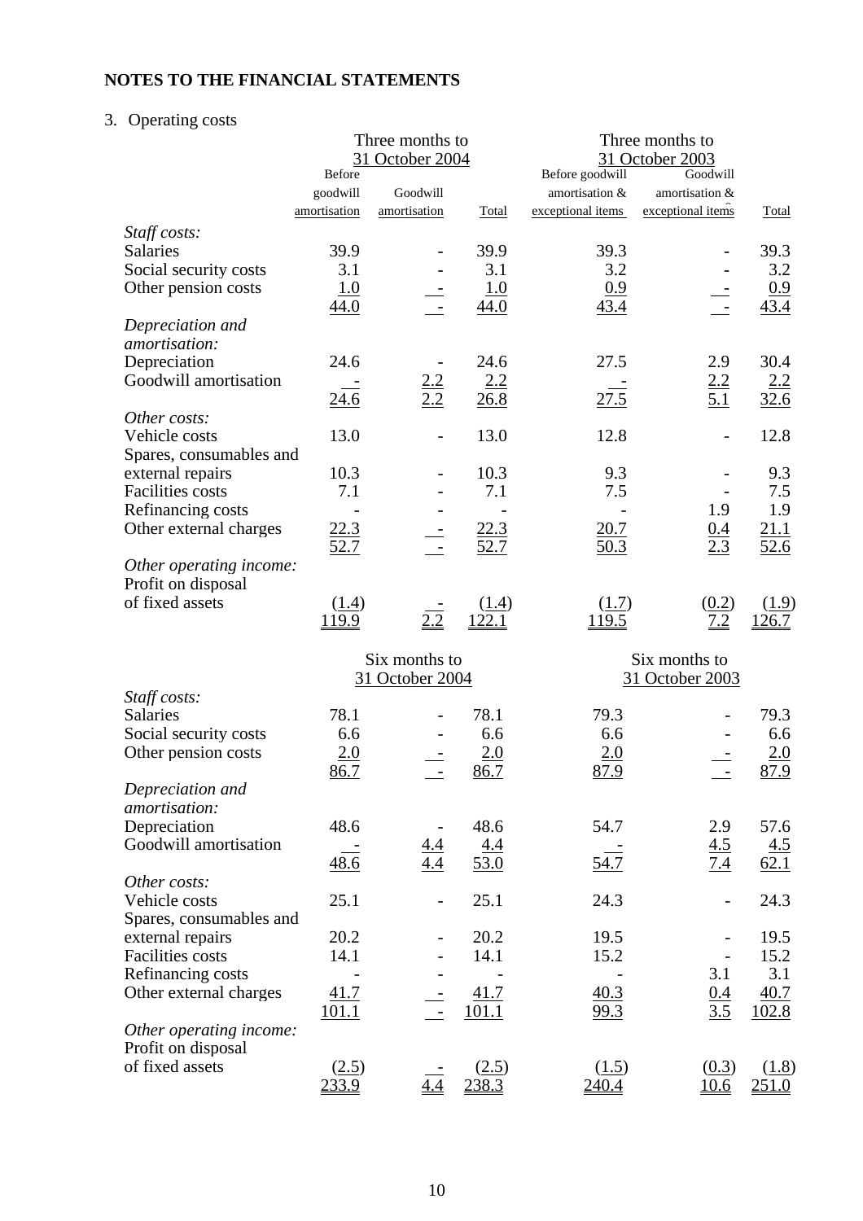# NOTES TO THE FINANCIAL STATEMENTS

3. Operating costs

| | Three months to 31 October 2004 | | | Three months to 31 October 2003 | | |
|---|---|---|---|---|---|---|
| | Before goodwill amortisation | Goodwill amortisation | Total | Before goodwill amortisation & exceptional items | Goodwill amortisation & exceptional items | Total |
| *Staff costs:* | | | | | | |
| Salaries | 39.9 | - | 39.9 | 39.3 | - | 39.3 |
| Social security costs | 3.1 | - | 3.1 | 3.2 | - | 3.2 |
| Other pension costs | 1.0 | - | 1.0 | 0.9 | - | 0.9 |
| | 44.0 | - | 44.0 | 43.4 | - | 43.4 |
| *Depreciation and amortisation:* | | | | | | |
| Depreciation | 24.6 | - | 24.6 | 27.5 | 2.9 | 30.4 |
| Goodwill amortisation | - | 2.2 | 2.2 | - | 2.2 | 2.2 |
| | 24.6 | 2.2 | 26.8 | 27.5 | 5.1 | 32.6 |
| *Other costs:* | | | | | | |
| Vehicle costs | 13.0 | - | 13.0 | 12.8 | - | 12.8 |
| Spares, consumables and external repairs | 10.3 | - | 10.3 | 9.3 | - | 9.3 |
| Facilities costs | 7.1 | - | 7.1 | 7.5 | - | 7.5 |
| Refinancing costs | - | - | - | - | 1.9 | 1.9 |
| Other external charges | 22.3 | - | 22.3 | 20.7 | 0.4 | 21.1 |
| | 52.7 | - | 52.7 | 50.3 | 2.3 | 52.6 |
| *Other operating income:* | | | | | | |
| Profit on disposal of fixed assets | (1.4) | - | (1.4) | (1.7) | (0.2) | (1.9) |
| | 119.9 | 2.2 | 122.1 | 119.5 | 7.2 | 126.7 |

| | Six months to 31 October 2004 | | | Six months to 31 October 2003 | | |
|---|---|---|---|---|---|---|
| *Staff costs:* | | | | | | |
| Salaries | 78.1 | - | 78.1 | 79.3 | - | 79.3 |
| Social security costs | 6.6 | - | 6.6 | 6.6 | - | 6.6 |
| Other pension costs | 2.0 | - | 2.0 | 2.0 | - | 2.0 |
| | 86.7 | - | 86.7 | 87.9 | - | 87.9 |
| *Depreciation and amortisation:* | | | | | | |
| Depreciation | 48.6 | - | 48.6 | 54.7 | 2.9 | 57.6 |
| Goodwill amortisation | - | 4.4 | 4.4 | - | 4.5 | 4.5 |
| | 48.6 | 4.4 | 53.0 | 54.7 | 7.4 | 62.1 |
| *Other costs:* | | | | | | |
| Vehicle costs | 25.1 | - | 25.1 | 24.3 | - | 24.3 |
| Spares, consumables and external repairs | 20.2 | - | 20.2 | 19.5 | - | 19.5 |
| Facilities costs | 14.1 | - | 14.1 | 15.2 | - | 15.2 |
| Refinancing costs | - | - | - | - | 3.1 | 3.1 |
| Other external charges | 41.7 | - | 41.7 | 40.3 | 0.4 | 40.7 |
| | 101.1 | - | 101.1 | 99.3 | 3.5 | 102.8 |
| *Other operating income:* | | | | | | |
| Profit on disposal of fixed assets | (2.5) | - | (2.5) | (1.5) | (0.3) | (1.8) |
| | 233.9 | 4.4 | 238.3 | 240.4 | 10.6 | 251.0 |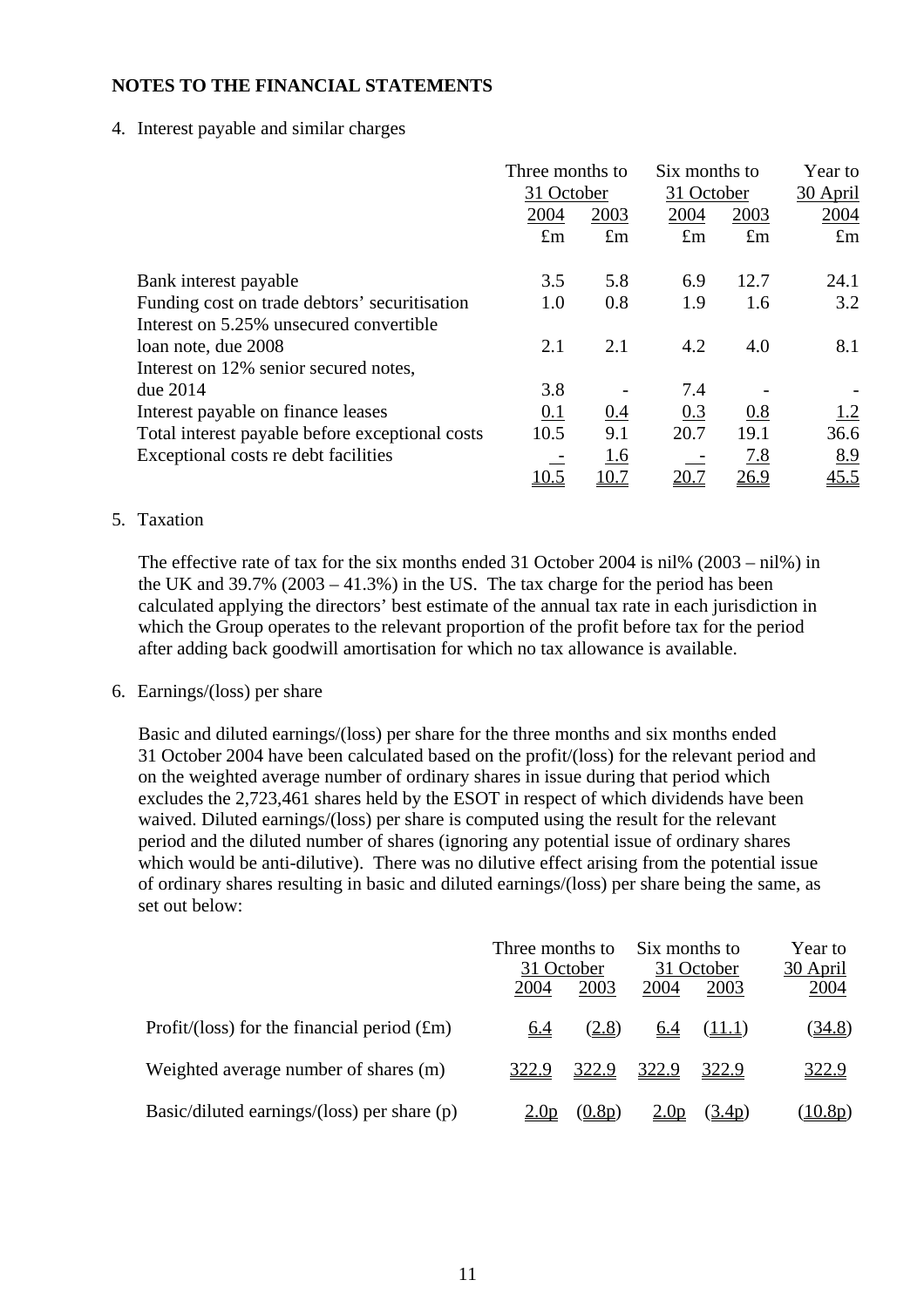## NOTES TO THE FINANCIAL STATEMENTS

4. Interest payable and similar charges

| | Three months to 31 October | | Six months to 31 October | | Year to 30 April |
|---|---|---|---|---|---|
| | 2004 | 2003 | 2004 | 2003 | 2004 |
| | £m | £m | £m | £m | £m |
| Bank interest payable | 3.5 | 5.8 | 6.9 | 12.7 | 24.1 |
| Funding cost on trade debtors' securitisation | 1.0 | 0.8 | 1.9 | 1.6 | 3.2 |
| Interest on 5.25% unsecured convertible loan note, due 2008 | 2.1 | 2.1 | 4.2 | 4.0 | 8.1 |
| Interest on 12% senior secured notes, due 2014 | 3.8 | - | 7.4 | - | - |
| Interest payable on finance leases | 0.1 | 0.4 | 0.3 | 0.8 | 1.2 |
| Total interest payable before exceptional costs | 10.5 | 9.1 | 20.7 | 19.1 | 36.6 |
| Exceptional costs re debt facilities | - | 1.6 | - | 7.8 | 8.9 |
| | 10.5 | 10.7 | 20.7 | 26.9 | 45.5 |

5. Taxation

The effective rate of tax for the six months ended 31 October 2004 is nil% (2003 – nil%) in the UK and 39.7% (2003 – 41.3%) in the US. The tax charge for the period has been calculated applying the directors' best estimate of the annual tax rate in each jurisdiction in which the Group operates to the relevant proportion of the profit before tax for the period after adding back goodwill amortisation for which no tax allowance is available.

6. Earnings/(loss) per share

Basic and diluted earnings/(loss) per share for the three months and six months ended 31 October 2004 have been calculated based on the profit/(loss) for the relevant period and on the weighted average number of ordinary shares in issue during that period which excludes the 2,723,461 shares held by the ESOT in respect of which dividends have been waived. Diluted earnings/(loss) per share is computed using the result for the relevant period and the diluted number of shares (ignoring any potential issue of ordinary shares which would be anti-dilutive). There was no dilutive effect arising from the potential issue of ordinary shares resulting in basic and diluted earnings/(loss) per share being the same, as set out below:

| | Three months to 31 October | | Six months to 31 October | | Year to 30 April |
|---|---|---|---|---|---|
| | 2004 | 2003 | 2004 | 2003 | 2004 |
| Profit/(loss) for the financial period (£m) | 6.4 | (2.8) | 6.4 | (11.1) | (34.8) |
| Weighted average number of shares (m) | 322.9 | 322.9 | 322.9 | 322.9 | 322.9 |
| Basic/diluted earnings/(loss) per share (p) | 2.0p | (0.8p) | 2.0p | (3.4p) | (10.8p) |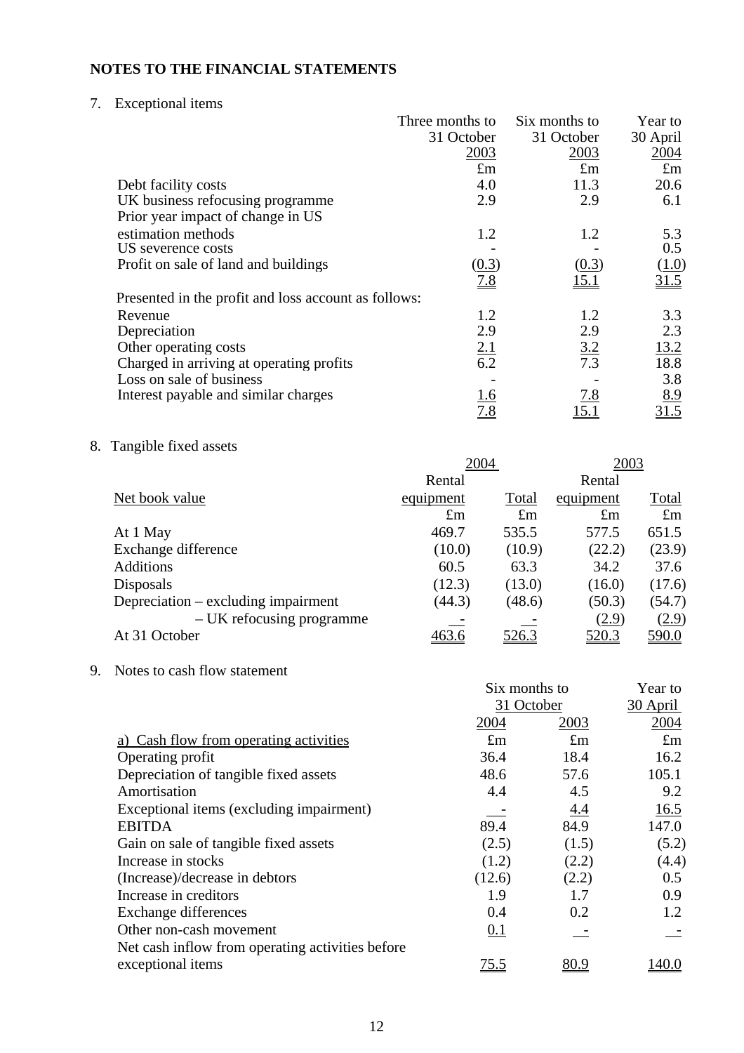## NOTES TO THE FINANCIAL STATEMENTS

7. Exceptional items

| | Three months to 31 October 2003 | Six months to 31 October 2003 | Year to 30 April 2004 |
|---|---|---|---|
| | £m | £m | £m |
| Debt facility costs | 4.0 | 11.3 | 20.6 |
| UK business refocusing programme | 2.9 | 2.9 | 6.1 |
| Prior year impact of change in US estimation methods | 1.2 | 1.2 | 5.3 |
| US severence costs | - | - | 0.5 |
| Profit on sale of land and buildings | (0.3) | (0.3) | (1.0) |
| | 7.8 | 15.1 | 31.5 |
| Presented in the profit and loss account as follows: | | | |
| Revenue | 1.2 | 1.2 | 3.3 |
| Depreciation | 2.9 | 2.9 | 2.3 |
| Other operating costs | 2.1 | 3.2 | 13.2 |
| Charged in arriving at operating profits | 6.2 | 7.3 | 18.8 |
| Loss on sale of business | - | - | 3.8 |
| Interest payable and similar charges | 1.6 | 7.8 | 8.9 |
| | 7.8 | 15.1 | 31.5 |

8. Tangible fixed assets

| | 2004 | | 2003 | |
|---|---|---|---|---|
| Net book value | Rental equipment | Total | Rental equipment | Total |
| | £m | £m | £m | £m |
| At 1 May | 469.7 | 535.5 | 577.5 | 651.5 |
| Exchange difference | (10.0) | (10.9) | (22.2) | (23.9) |
| Additions | 60.5 | 63.3 | 34.2 | 37.6 |
| Disposals | (12.3) | (13.0) | (16.0) | (17.6) |
| Depreciation – excluding impairment | (44.3) | (48.6) | (50.3) | (54.7) |
| – UK refocusing programme | - | - | (2.9) | (2.9) |
| At 31 October | 463.6 | 526.3 | 520.3 | 590.0 |

9. Notes to cash flow statement

| | Six months to 31 October | | Year to 30 April |
|---|---|---|---|
| | 2004 | 2003 | 2004 |
| a) Cash flow from operating activities | £m | £m | £m |
| Operating profit | 36.4 | 18.4 | 16.2 |
| Depreciation of tangible fixed assets | 48.6 | 57.6 | 105.1 |
| Amortisation | 4.4 | 4.5 | 9.2 |
| Exceptional items (excluding impairment) | - | 4.4 | 16.5 |
| EBITDA | 89.4 | 84.9 | 147.0 |
| Gain on sale of tangible fixed assets | (2.5) | (1.5) | (5.2) |
| Increase in stocks | (1.2) | (2.2) | (4.4) |
| (Increase)/decrease in debtors | (12.6) | (2.2) | 0.5 |
| Increase in creditors | 1.9 | 1.7 | 0.9 |
| Exchange differences | 0.4 | 0.2 | 1.2 |
| Other non-cash movement | 0.1 | - | - |
| Net cash inflow from operating activities before exceptional items | 75.5 | 80.9 | 140.0 |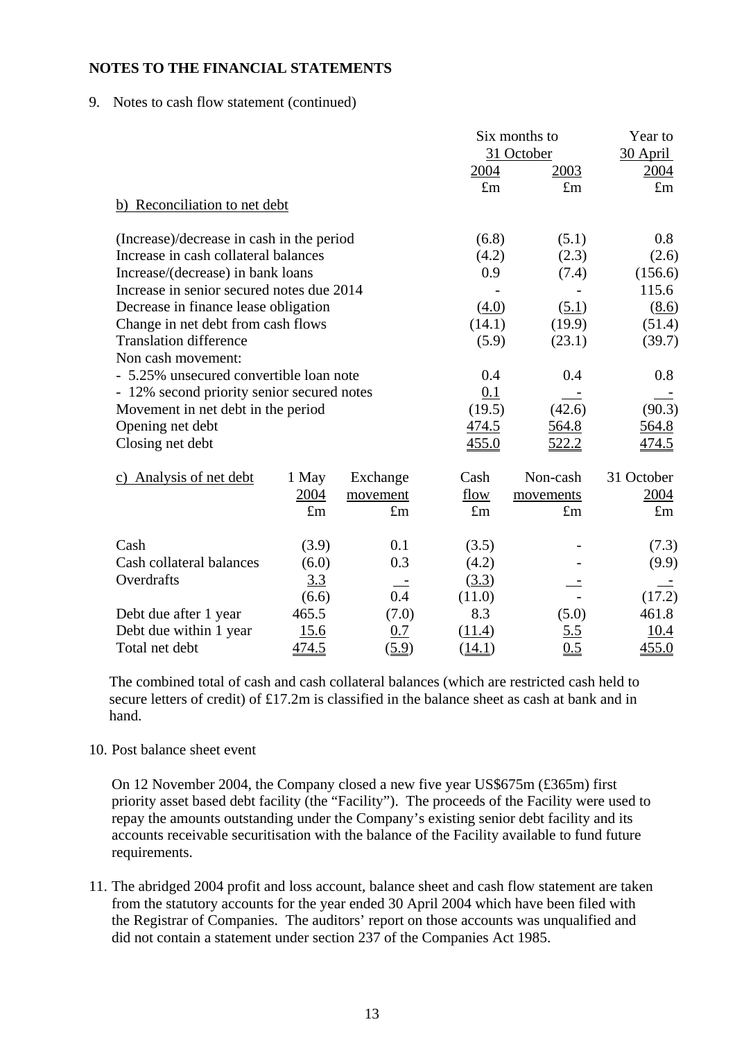**NOTES TO THE FINANCIAL STATEMENTS**

9. Notes to cash flow statement (continued)

| | Six months to 31 October 2004 | Six months to 31 October 2003 | Year to 30 April 2004 |
|---|---|---|---|
| | £m | £m | £m |
| **b) Reconciliation to net debt** | | | |
| (Increase)/decrease in cash in the period | (6.8) | (5.1) | 0.8 |
| Increase in cash collateral balances | (4.2) | (2.3) | (2.6) |
| Increase/(decrease) in bank loans | 0.9 | (7.4) | (156.6) |
| Increase in senior secured notes due 2014 | - | - | 115.6 |
| Decrease in finance lease obligation | (4.0) | (5.1) | (8.6) |
| Change in net debt from cash flows | (14.1) | (19.9) | (51.4) |
| Translation difference | (5.9) | (23.1) | (39.7) |
| Non cash movement: | | | |
| - 5.25% unsecured convertible loan note | 0.4 | 0.4 | 0.8 |
| - 12% second priority senior secured notes | 0.1 | - | - |
| Movement in net debt in the period | (19.5) | (42.6) | (90.3) |
| Opening net debt | 474.5 | 564.8 | 564.8 |
| Closing net debt | 455.0 | 522.2 | 474.5 |

| c) Analysis of net debt | 1 May 2004 | Exchange movement | Cash flow | Non-cash movements | 31 October 2004 |
|---|---|---|---|---|---|
| | £m | £m | £m | £m | £m |
| Cash | (3.9) | 0.1 | (3.5) | - | (7.3) |
| Cash collateral balances | (6.0) | 0.3 | (4.2) | - | (9.9) |
| Overdrafts | 3.3 | - | (3.3) | - | - |
| | (6.6) | 0.4 | (11.0) | - | (17.2) |
| Debt due after 1 year | 465.5 | (7.0) | 8.3 | (5.0) | 461.8 |
| Debt due within 1 year | 15.6 | 0.7 | (11.4) | 5.5 | 10.4 |
| Total net debt | 474.5 | (5.9) | (14.1) | 0.5 | 455.0 |

The combined total of cash and cash collateral balances (which are restricted cash held to secure letters of credit) of £17.2m is classified in the balance sheet as cash at bank and in hand.

10. Post balance sheet event

On 12 November 2004, the Company closed a new five year US$675m (£365m) first priority asset based debt facility (the "Facility"). The proceeds of the Facility were used to repay the amounts outstanding under the Company's existing senior debt facility and its accounts receivable securitisation with the balance of the Facility available to fund future requirements.

11. The abridged 2004 profit and loss account, balance sheet and cash flow statement are taken from the statutory accounts for the year ended 30 April 2004 which have been filed with the Registrar of Companies. The auditors' report on those accounts was unqualified and did not contain a statement under section 237 of the Companies Act 1985.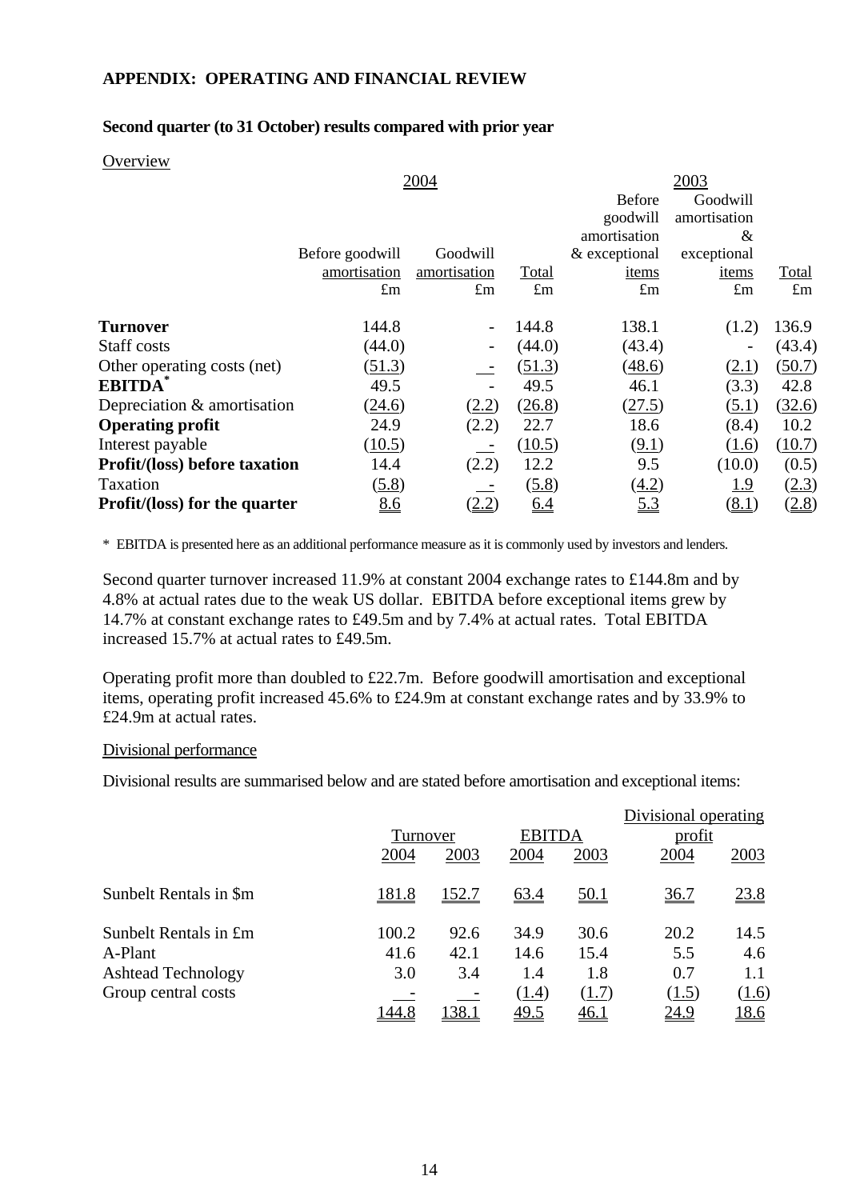## APPENDIX: OPERATING AND FINANCIAL REVIEW

### Second quarter (to 31 October) results compared with prior year

Overview

| | 2004 | | | 2003 | | |
|---|---|---|---|---|---|---|
| | Before goodwill amortisation | Goodwill amortisation | Total | Before goodwill amortisation & exceptional items | Goodwill amortisation & exceptional items | Total |
| | £m | £m | £m | £m | £m | £m |
| **Turnover** | 144.8 | - | 144.8 | 138.1 | (1.2) | 136.9 |
| Staff costs | (44.0) | - | (44.0) | (43.4) | - | (43.4) |
| Other operating costs (net) | (51.3) | - | (51.3) | (48.6) | (2.1) | (50.7) |
| **EBITDA*** | 49.5 | - | 49.5 | 46.1 | (3.3) | 42.8 |
| Depreciation & amortisation | (24.6) | (2.2) | (26.8) | (27.5) | (5.1) | (32.6) |
| **Operating profit** | 24.9 | (2.2) | 22.7 | 18.6 | (8.4) | 10.2 |
| Interest payable | (10.5) | - | (10.5) | (9.1) | (1.6) | (10.7) |
| **Profit/(loss) before taxation** | 14.4 | (2.2) | 12.2 | 9.5 | (10.0) | (0.5) |
| Taxation | (5.8) | - | (5.8) | (4.2) | 1.9 | (2.3) |
| **Profit/(loss) for the quarter** | 8.6 | (2.2) | 6.4 | 5.3 | (8.1) | (2.8) |

\* EBITDA is presented here as an additional performance measure as it is commonly used by investors and lenders.

Second quarter turnover increased 11.9% at constant 2004 exchange rates to £144.8m and by 4.8% at actual rates due to the weak US dollar. EBITDA before exceptional items grew by 14.7% at constant exchange rates to £49.5m and by 7.4% at actual rates. Total EBITDA increased 15.7% at actual rates to £49.5m.

Operating profit more than doubled to £22.7m. Before goodwill amortisation and exceptional items, operating profit increased 45.6% to £24.9m at constant exchange rates and by 33.9% to £24.9m at actual rates.

Divisional performance

Divisional results are summarised below and are stated before amortisation and exceptional items:

| | Turnover | | EBITDA | | Divisional operating profit | |
|---|---|---|---|---|---|---|
| | 2004 | 2003 | 2004 | 2003 | 2004 | 2003 |
| Sunbelt Rentals in $m | 181.8 | 152.7 | 63.4 | 50.1 | 36.7 | 23.8 |
| Sunbelt Rentals in £m | 100.2 | 92.6 | 34.9 | 30.6 | 20.2 | 14.5 |
| A-Plant | 41.6 | 42.1 | 14.6 | 15.4 | 5.5 | 4.6 |
| Ashtead Technology | 3.0 | 3.4 | 1.4 | 1.8 | 0.7 | 1.1 |
| Group central costs | - | - | (1.4) | (1.7) | (1.5) | (1.6) |
| | 144.8 | 138.1 | 49.5 | 46.1 | 24.9 | 18.6 |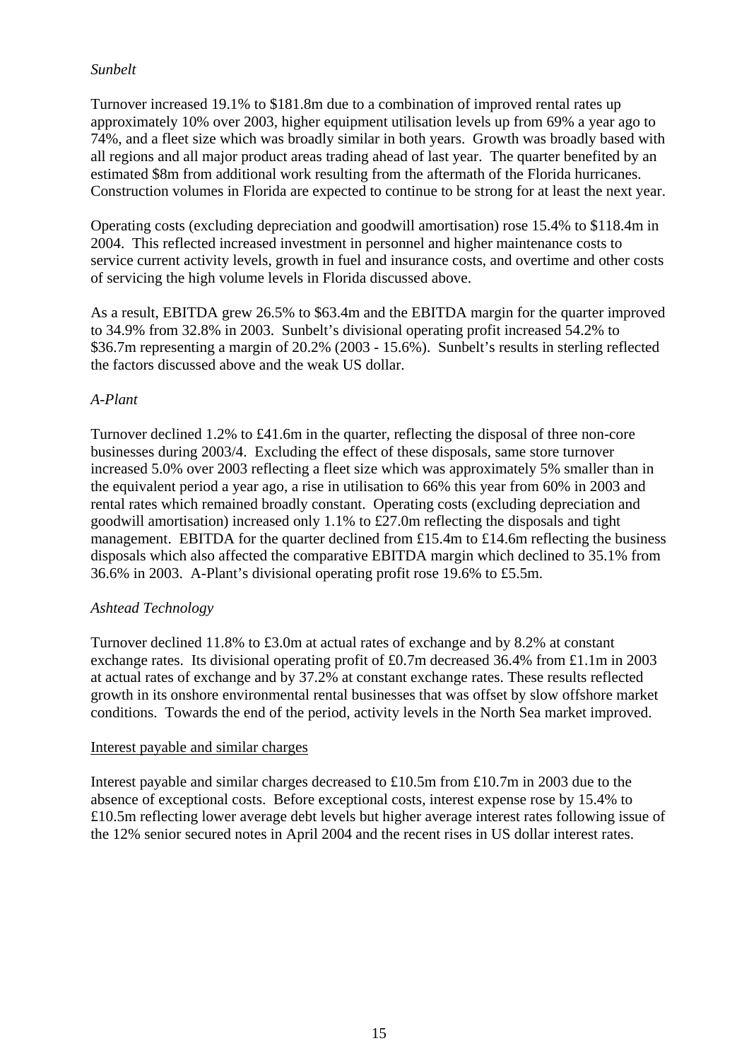*Sunbelt*

Turnover increased 19.1% to $181.8m due to a combination of improved rental rates up approximately 10% over 2003, higher equipment utilisation levels up from 69% a year ago to 74%, and a fleet size which was broadly similar in both years. Growth was broadly based with all regions and all major product areas trading ahead of last year. The quarter benefited by an estimated $8m from additional work resulting from the aftermath of the Florida hurricanes. Construction volumes in Florida are expected to continue to be strong for at least the next year.

Operating costs (excluding depreciation and goodwill amortisation) rose 15.4% to $118.4m in 2004. This reflected increased investment in personnel and higher maintenance costs to service current activity levels, growth in fuel and insurance costs, and overtime and other costs of servicing the high volume levels in Florida discussed above.

As a result, EBITDA grew 26.5% to $63.4m and the EBITDA margin for the quarter improved to 34.9% from 32.8% in 2003. Sunbelt's divisional operating profit increased 54.2% to $36.7m representing a margin of 20.2% (2003 - 15.6%). Sunbelt's results in sterling reflected the factors discussed above and the weak US dollar.

*A-Plant*

Turnover declined 1.2% to £41.6m in the quarter, reflecting the disposal of three non-core businesses during 2003/4. Excluding the effect of these disposals, same store turnover increased 5.0% over 2003 reflecting a fleet size which was approximately 5% smaller than in the equivalent period a year ago, a rise in utilisation to 66% this year from 60% in 2003 and rental rates which remained broadly constant. Operating costs (excluding depreciation and goodwill amortisation) increased only 1.1% to £27.0m reflecting the disposals and tight management. EBITDA for the quarter declined from £15.4m to £14.6m reflecting the business disposals which also affected the comparative EBITDA margin which declined to 35.1% from 36.6% in 2003. A-Plant's divisional operating profit rose 19.6% to £5.5m.

*Ashtead Technology*

Turnover declined 11.8% to £3.0m at actual rates of exchange and by 8.2% at constant exchange rates. Its divisional operating profit of £0.7m decreased 36.4% from £1.1m in 2003 at actual rates of exchange and by 37.2% at constant exchange rates. These results reflected growth in its onshore environmental rental businesses that was offset by slow offshore market conditions. Towards the end of the period, activity levels in the North Sea market improved.

Interest payable and similar charges

Interest payable and similar charges decreased to £10.5m from £10.7m in 2003 due to the absence of exceptional costs. Before exceptional costs, interest expense rose by 15.4% to £10.5m reflecting lower average debt levels but higher average interest rates following issue of the 12% senior secured notes in April 2004 and the recent rises in US dollar interest rates.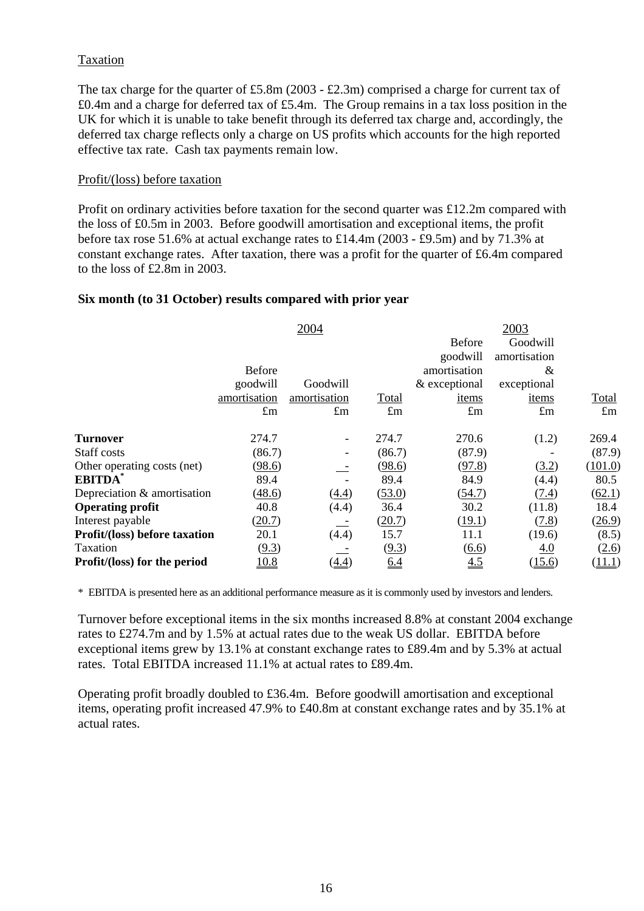Taxation

The tax charge for the quarter of £5.8m (2003 - £2.3m) comprised a charge for current tax of £0.4m and a charge for deferred tax of £5.4m. The Group remains in a tax loss position in the UK for which it is unable to take benefit through its deferred tax charge and, accordingly, the deferred tax charge reflects only a charge on US profits which accounts for the high reported effective tax rate. Cash tax payments remain low.

Profit/(loss) before taxation

Profit on ordinary activities before taxation for the second quarter was £12.2m compared with the loss of £0.5m in 2003. Before goodwill amortisation and exceptional items, the profit before tax rose 51.6% at actual exchange rates to £14.4m (2003 - £9.5m) and by 71.3% at constant exchange rates. After taxation, there was a profit for the quarter of £6.4m compared to the loss of £2.8m in 2003.

**Six month (to 31 October) results compared with prior year**

| | 2004 | | | 2003 | | |
|---|---|---|---|---|---|---|
| | Before goodwill amortisation | Goodwill amortisation | Total | Before goodwill amortisation & exceptional items | Goodwill amortisation & exceptional items | Total |
| | £m | £m | £m | £m | £m | £m |
| **Turnover** | 274.7 | - | 274.7 | 270.6 | (1.2) | 269.4 |
| Staff costs | (86.7) | - | (86.7) | (87.9) | - | (87.9) |
| Other operating costs (net) | (98.6) | - | (98.6) | (97.8) | (3.2) | (101.0) |
| **EBITDA*** | 89.4 | - | 89.4 | 84.9 | (4.4) | 80.5 |
| Depreciation & amortisation | (48.6) | (4.4) | (53.0) | (54.7) | (7.4) | (62.1) |
| **Operating profit** | 40.8 | (4.4) | 36.4 | 30.2 | (11.8) | 18.4 |
| Interest payable | (20.7) | - | (20.7) | (19.1) | (7.8) | (26.9) |
| **Profit/(loss) before taxation** | 20.1 | (4.4) | 15.7 | 11.1 | (19.6) | (8.5) |
| Taxation | (9.3) | - | (9.3) | (6.6) | 4.0 | (2.6) |
| **Profit/(loss) for the period** | 10.8 | (4.4) | 6.4 | 4.5 | (15.6) | (11.1) |

\* EBITDA is presented here as an additional performance measure as it is commonly used by investors and lenders.

Turnover before exceptional items in the six months increased 8.8% at constant 2004 exchange rates to £274.7m and by 1.5% at actual rates due to the weak US dollar. EBITDA before exceptional items grew by 13.1% at constant exchange rates to £89.4m and by 5.3% at actual rates. Total EBITDA increased 11.1% at actual rates to £89.4m.

Operating profit broadly doubled to £36.4m. Before goodwill amortisation and exceptional items, operating profit increased 47.9% to £40.8m at constant exchange rates and by 35.1% at actual rates.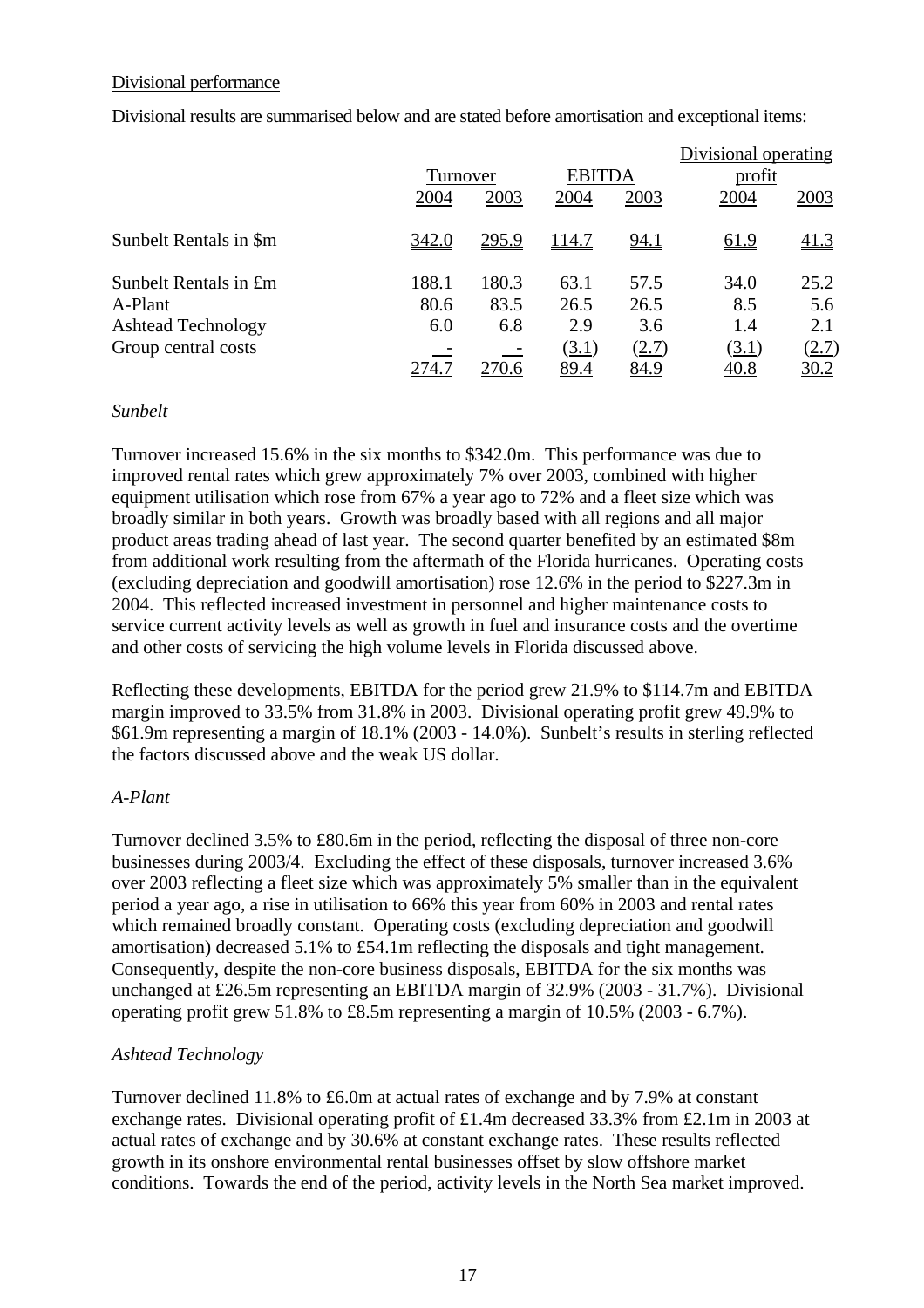Divisional performance

Divisional results are summarised below and are stated before amortisation and exceptional items:

| | Turnover | | EBITDA | | Divisional operating profit | |
|---|---|---|---|---|---|---|
| | 2004 | 2003 | 2004 | 2003 | 2004 | 2003 |
| Sunbelt Rentals in $m | 342.0 | 295.9 | 114.7 | 94.1 | 61.9 | 41.3 |
| Sunbelt Rentals in £m | 188.1 | 180.3 | 63.1 | 57.5 | 34.0 | 25.2 |
| A-Plant | 80.6 | 83.5 | 26.5 | 26.5 | 8.5 | 5.6 |
| Ashtead Technology | 6.0 | 6.8 | 2.9 | 3.6 | 1.4 | 2.1 |
| Group central costs | - | - | (3.1) | (2.7) | (3.1) | (2.7) |
| | 274.7 | 270.6 | 89.4 | 84.9 | 40.8 | 30.2 |

*Sunbelt*

Turnover increased 15.6% in the six months to $342.0m. This performance was due to improved rental rates which grew approximately 7% over 2003, combined with higher equipment utilisation which rose from 67% a year ago to 72% and a fleet size which was broadly similar in both years. Growth was broadly based with all regions and all major product areas trading ahead of last year. The second quarter benefited by an estimated $8m from additional work resulting from the aftermath of the Florida hurricanes. Operating costs (excluding depreciation and goodwill amortisation) rose 12.6% in the period to $227.3m in 2004. This reflected increased investment in personnel and higher maintenance costs to service current activity levels as well as growth in fuel and insurance costs and the overtime and other costs of servicing the high volume levels in Florida discussed above.

Reflecting these developments, EBITDA for the period grew 21.9% to $114.7m and EBITDA margin improved to 33.5% from 31.8% in 2003. Divisional operating profit grew 49.9% to $61.9m representing a margin of 18.1% (2003 - 14.0%). Sunbelt's results in sterling reflected the factors discussed above and the weak US dollar.

*A-Plant*

Turnover declined 3.5% to £80.6m in the period, reflecting the disposal of three non-core businesses during 2003/4. Excluding the effect of these disposals, turnover increased 3.6% over 2003 reflecting a fleet size which was approximately 5% smaller than in the equivalent period a year ago, a rise in utilisation to 66% this year from 60% in 2003 and rental rates which remained broadly constant. Operating costs (excluding depreciation and goodwill amortisation) decreased 5.1% to £54.1m reflecting the disposals and tight management. Consequently, despite the non-core business disposals, EBITDA for the six months was unchanged at £26.5m representing an EBITDA margin of 32.9% (2003 - 31.7%). Divisional operating profit grew 51.8% to £8.5m representing a margin of 10.5% (2003 - 6.7%).

*Ashtead Technology*

Turnover declined 11.8% to £6.0m at actual rates of exchange and by 7.9% at constant exchange rates. Divisional operating profit of £1.4m decreased 33.3% from £2.1m in 2003 at actual rates of exchange and by 30.6% at constant exchange rates. These results reflected growth in its onshore environmental rental businesses offset by slow offshore market conditions. Towards the end of the period, activity levels in the North Sea market improved.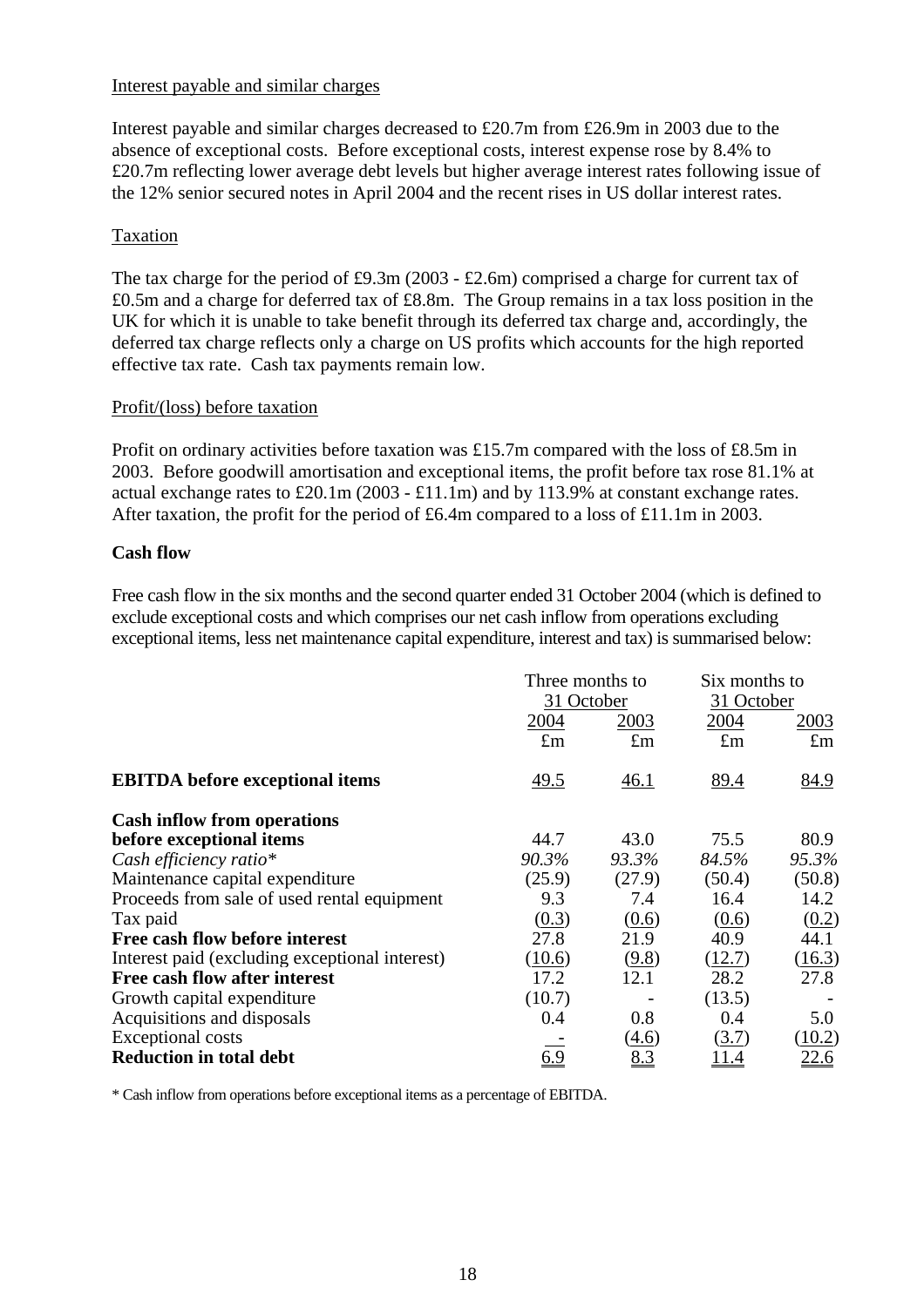Interest payable and similar charges

Interest payable and similar charges decreased to £20.7m from £26.9m in 2003 due to the absence of exceptional costs. Before exceptional costs, interest expense rose by 8.4% to £20.7m reflecting lower average debt levels but higher average interest rates following issue of the 12% senior secured notes in April 2004 and the recent rises in US dollar interest rates.

Taxation

The tax charge for the period of £9.3m (2003 - £2.6m) comprised a charge for current tax of £0.5m and a charge for deferred tax of £8.8m. The Group remains in a tax loss position in the UK for which it is unable to take benefit through its deferred tax charge and, accordingly, the deferred tax charge reflects only a charge on US profits which accounts for the high reported effective tax rate. Cash tax payments remain low.

Profit/(loss) before taxation

Profit on ordinary activities before taxation was £15.7m compared with the loss of £8.5m in 2003. Before goodwill amortisation and exceptional items, the profit before tax rose 81.1% at actual exchange rates to £20.1m (2003 - £11.1m) and by 113.9% at constant exchange rates. After taxation, the profit for the period of £6.4m compared to a loss of £11.1m in 2003.

**Cash flow**

Free cash flow in the six months and the second quarter ended 31 October 2004 (which is defined to exclude exceptional costs and which comprises our net cash inflow from operations excluding exceptional items, less net maintenance capital expenditure, interest and tax) is summarised below:

| | Three months to 31 October | | Six months to 31 October | |
|---|---|---|---|---|
| | 2004 | 2003 | 2004 | 2003 |
| | £m | £m | £m | £m |
| **EBITDA before exceptional items** | 49.5 | 46.1 | 89.4 | 84.9 |
| **Cash inflow from operations before exceptional items** | 44.7 | 43.0 | 75.5 | 80.9 |
| *Cash efficiency ratio** | *90.3%* | *93.3%* | *84.5%* | *95.3%* |
| Maintenance capital expenditure | (25.9) | (27.9) | (50.4) | (50.8) |
| Proceeds from sale of used rental equipment | 9.3 | 7.4 | 16.4 | 14.2 |
| Tax paid | (0.3) | (0.6) | (0.6) | (0.2) |
| **Free cash flow before interest** | 27.8 | 21.9 | 40.9 | 44.1 |
| Interest paid (excluding exceptional interest) | (10.6) | (9.8) | (12.7) | (16.3) |
| **Free cash flow after interest** | 17.2 | 12.1 | 28.2 | 27.8 |
| Growth capital expenditure | (10.7) | - | (13.5) | - |
| Acquisitions and disposals | 0.4 | 0.8 | 0.4 | 5.0 |
| Exceptional costs | - | (4.6) | (3.7) | (10.2) |
| **Reduction in total debt** | 6.9 | 8.3 | 11.4 | 22.6 |

* Cash inflow from operations before exceptional items as a percentage of EBITDA.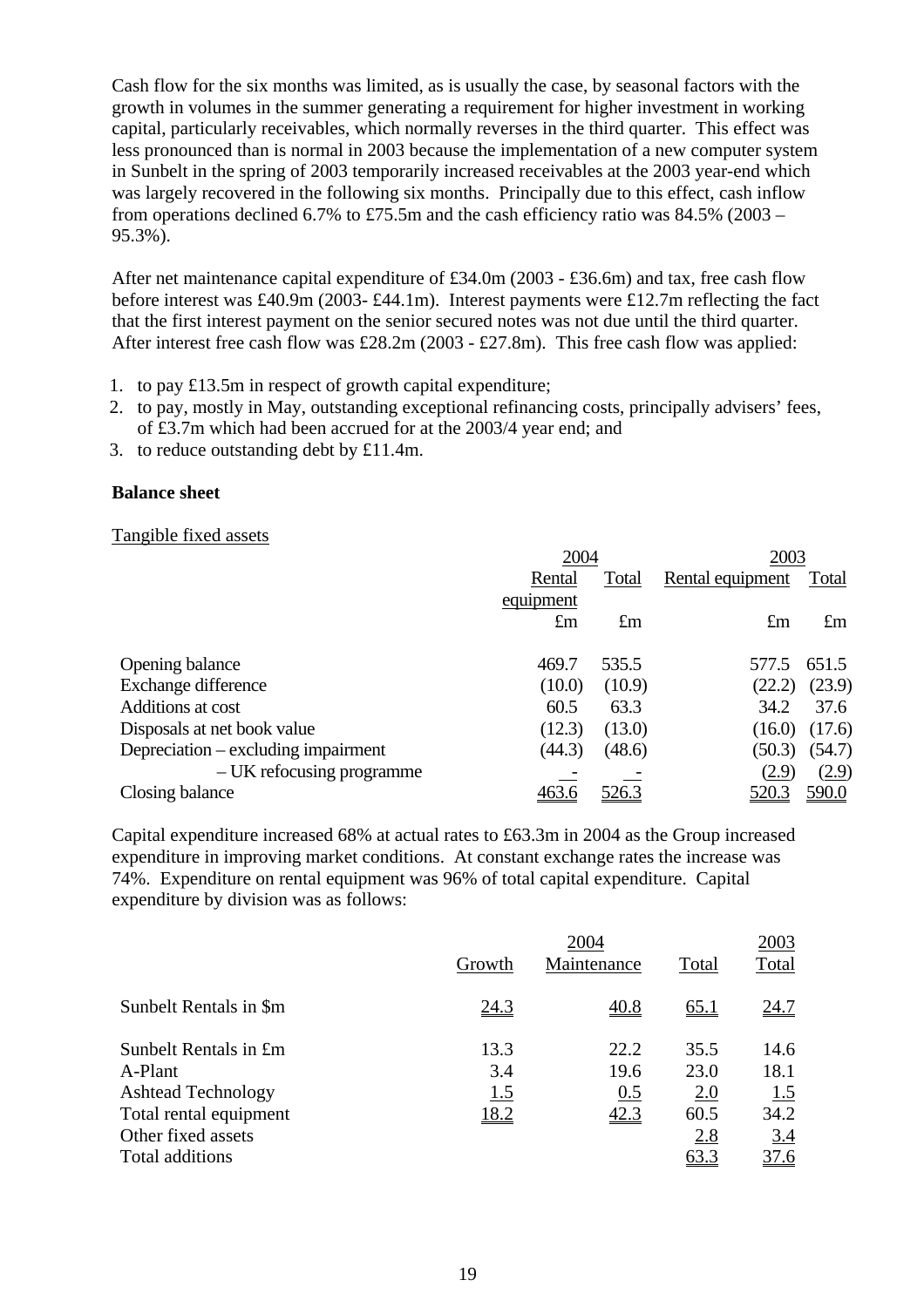Cash flow for the six months was limited, as is usually the case, by seasonal factors with the growth in volumes in the summer generating a requirement for higher investment in working capital, particularly receivables, which normally reverses in the third quarter. This effect was less pronounced than is normal in 2003 because the implementation of a new computer system in Sunbelt in the spring of 2003 temporarily increased receivables at the 2003 year-end which was largely recovered in the following six months. Principally due to this effect, cash inflow from operations declined 6.7% to £75.5m and the cash efficiency ratio was 84.5% (2003 – 95.3%).

After net maintenance capital expenditure of £34.0m (2003 - £36.6m) and tax, free cash flow before interest was £40.9m (2003- £44.1m). Interest payments were £12.7m reflecting the fact that the first interest payment on the senior secured notes was not due until the third quarter. After interest free cash flow was £28.2m (2003 - £27.8m). This free cash flow was applied:

1. to pay £13.5m in respect of growth capital expenditure;
2. to pay, mostly in May, outstanding exceptional refinancing costs, principally advisers' fees, of £3.7m which had been accrued for at the 2003/4 year end; and
3. to reduce outstanding debt by £11.4m.

**Balance sheet**

Tangible fixed assets

| | 2004 | | 2003 | |
|---|---|---|---|---|
| | Rental equipment | Total | Rental equipment | Total |
| | £m | £m | £m | £m |
| Opening balance | 469.7 | 535.5 | 577.5 | 651.5 |
| Exchange difference | (10.0) | (10.9) | (22.2) | (23.9) |
| Additions at cost | 60.5 | 63.3 | 34.2 | 37.6 |
| Disposals at net book value | (12.3) | (13.0) | (16.0) | (17.6) |
| Depreciation – excluding impairment | (44.3) | (48.6) | (50.3) | (54.7) |
| – UK refocusing programme | - | - | (2.9) | (2.9) |
| Closing balance | 463.6 | 526.3 | 520.3 | 590.0 |

Capital expenditure increased 68% at actual rates to £63.3m in 2004 as the Group increased expenditure in improving market conditions. At constant exchange rates the increase was 74%. Expenditure on rental equipment was 96% of total capital expenditure. Capital expenditure by division was as follows:

| | 2004 | | | 2003 |
|---|---|---|---|---|
| | Growth | Maintenance | Total | Total |
| Sunbelt Rentals in $m | 24.3 | 40.8 | 65.1 | 24.7 |
| Sunbelt Rentals in £m | 13.3 | 22.2 | 35.5 | 14.6 |
| A-Plant | 3.4 | 19.6 | 23.0 | 18.1 |
| Ashtead Technology | 1.5 | 0.5 | 2.0 | 1.5 |
| Total rental equipment | 18.2 | 42.3 | 60.5 | 34.2 |
| Other fixed assets | | | 2.8 | 3.4 |
| Total additions | | | 63.3 | 37.6 |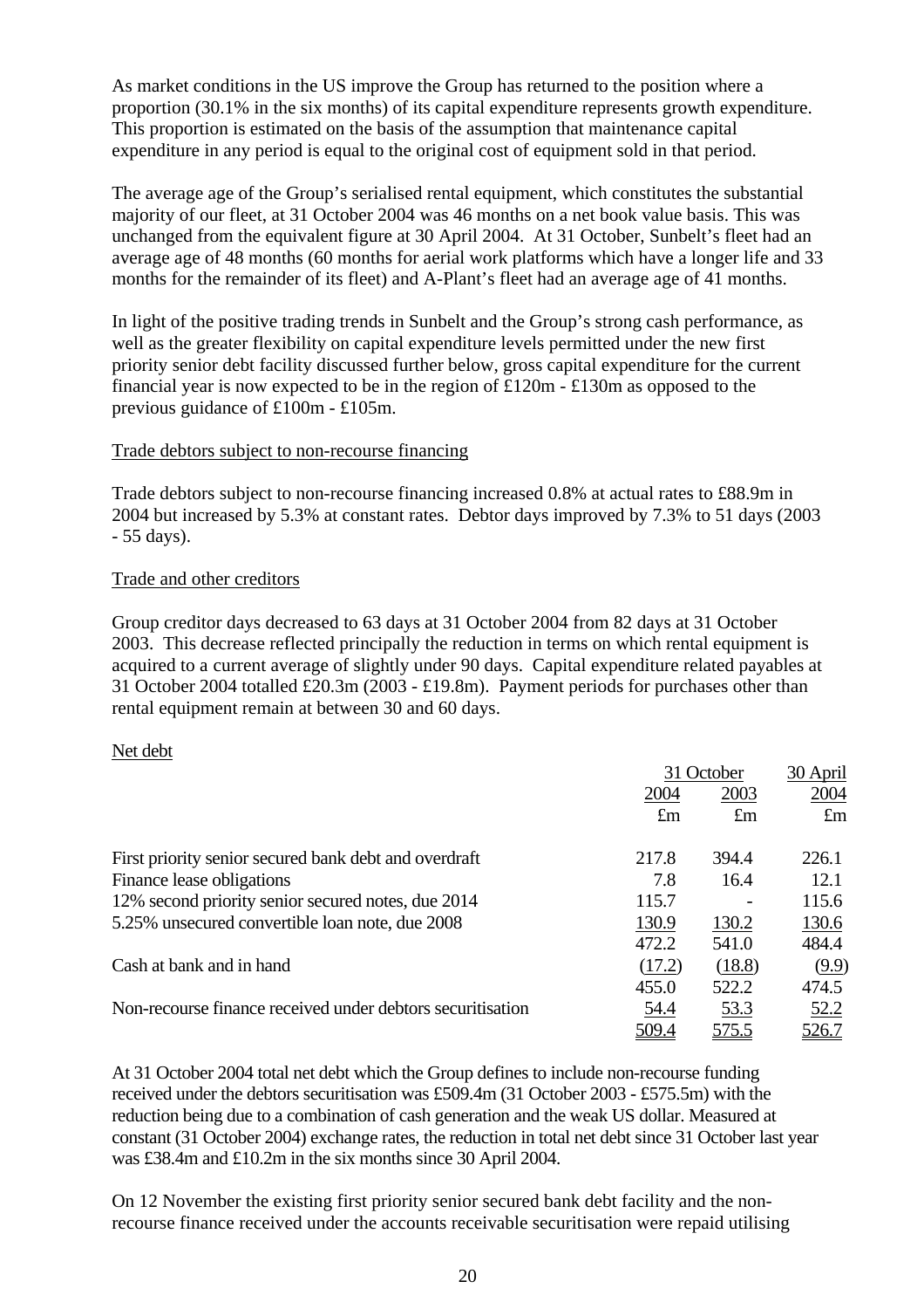As market conditions in the US improve the Group has returned to the position where a proportion (30.1% in the six months) of its capital expenditure represents growth expenditure. This proportion is estimated on the basis of the assumption that maintenance capital expenditure in any period is equal to the original cost of equipment sold in that period.

The average age of the Group's serialised rental equipment, which constitutes the substantial majority of our fleet, at 31 October 2004 was 46 months on a net book value basis. This was unchanged from the equivalent figure at 30 April 2004. At 31 October, Sunbelt's fleet had an average age of 48 months (60 months for aerial work platforms which have a longer life and 33 months for the remainder of its fleet) and A-Plant's fleet had an average age of 41 months.

In light of the positive trading trends in Sunbelt and the Group's strong cash performance, as well as the greater flexibility on capital expenditure levels permitted under the new first priority senior debt facility discussed further below, gross capital expenditure for the current financial year is now expected to be in the region of £120m - £130m as opposed to the previous guidance of £100m - £105m.

Trade debtors subject to non-recourse financing

Trade debtors subject to non-recourse financing increased 0.8% at actual rates to £88.9m in 2004 but increased by 5.3% at constant rates. Debtor days improved by 7.3% to 51 days (2003 - 55 days).

Trade and other creditors

Group creditor days decreased to 63 days at 31 October 2004 from 82 days at 31 October 2003. This decrease reflected principally the reduction in terms on which rental equipment is acquired to a current average of slightly under 90 days. Capital expenditure related payables at 31 October 2004 totalled £20.3m (2003 - £19.8m). Payment periods for purchases other than rental equipment remain at between 30 and 60 days.

Net debt

| | 31 October | | 30 April |
|---|---|---|---|
| | 2004 | 2003 | 2004 |
| | £m | £m | £m |
| First priority senior secured bank debt and overdraft | 217.8 | 394.4 | 226.1 |
| Finance lease obligations | 7.8 | 16.4 | 12.1 |
| 12% second priority senior secured notes, due 2014 | 115.7 | - | 115.6 |
| 5.25% unsecured convertible loan note, due 2008 | 130.9 | 130.2 | 130.6 |
| | 472.2 | 541.0 | 484.4 |
| Cash at bank and in hand | (17.2) | (18.8) | (9.9) |
| | 455.0 | 522.2 | 474.5 |
| Non-recourse finance received under debtors securitisation | 54.4 | 53.3 | 52.2 |
| | 509.4 | 575.5 | 526.7 |

At 31 October 2004 total net debt which the Group defines to include non-recourse funding received under the debtors securitisation was £509.4m (31 October 2003 - £575.5m) with the reduction being due to a combination of cash generation and the weak US dollar. Measured at constant (31 October 2004) exchange rates, the reduction in total net debt since 31 October last year was £38.4m and £10.2m in the six months since 30 April 2004.

On 12 November the existing first priority senior secured bank debt facility and the non-recourse finance received under the accounts receivable securitisation were repaid utilising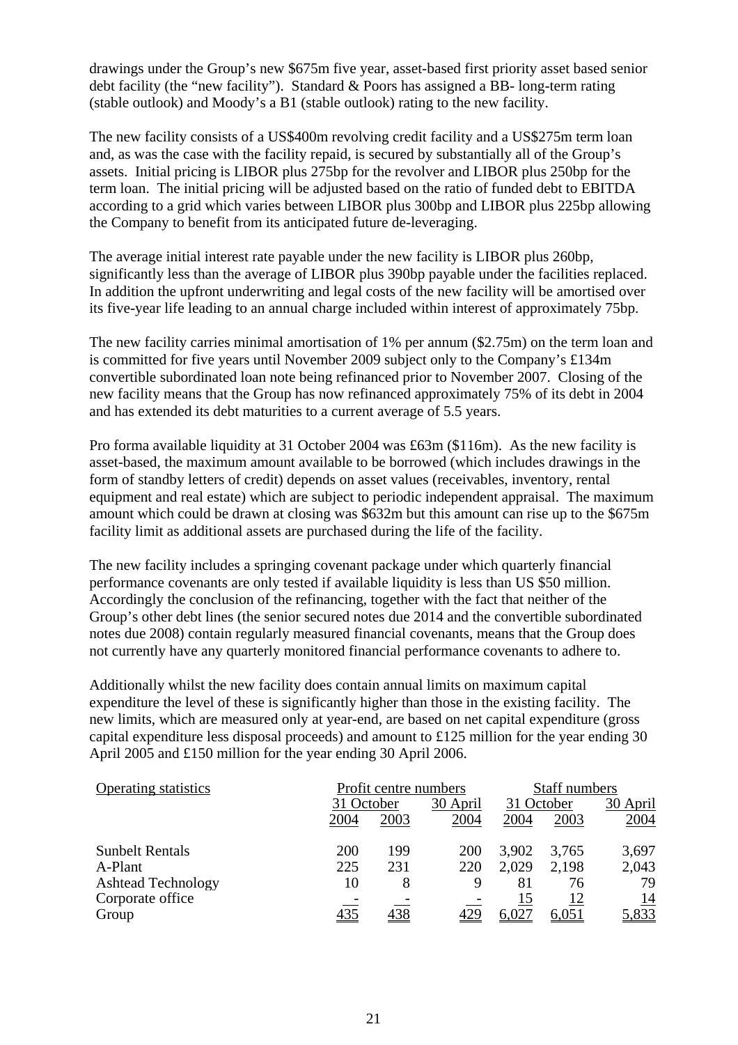drawings under the Group's new $675m five year, asset-based first priority asset based senior debt facility (the "new facility"). Standard & Poors has assigned a BB- long-term rating (stable outlook) and Moody's a B1 (stable outlook) rating to the new facility.

The new facility consists of a US$400m revolving credit facility and a US$275m term loan and, as was the case with the facility repaid, is secured by substantially all of the Group's assets. Initial pricing is LIBOR plus 275bp for the revolver and LIBOR plus 250bp for the term loan. The initial pricing will be adjusted based on the ratio of funded debt to EBITDA according to a grid which varies between LIBOR plus 300bp and LIBOR plus 225bp allowing the Company to benefit from its anticipated future de-leveraging.

The average initial interest rate payable under the new facility is LIBOR plus 260bp, significantly less than the average of LIBOR plus 390bp payable under the facilities replaced. In addition the upfront underwriting and legal costs of the new facility will be amortised over its five-year life leading to an annual charge included within interest of approximately 75bp.

The new facility carries minimal amortisation of 1% per annum ($2.75m) on the term loan and is committed for five years until November 2009 subject only to the Company's £134m convertible subordinated loan note being refinanced prior to November 2007. Closing of the new facility means that the Group has now refinanced approximately 75% of its debt in 2004 and has extended its debt maturities to a current average of 5.5 years.

Pro forma available liquidity at 31 October 2004 was £63m ($116m). As the new facility is asset-based, the maximum amount available to be borrowed (which includes drawings in the form of standby letters of credit) depends on asset values (receivables, inventory, rental equipment and real estate) which are subject to periodic independent appraisal. The maximum amount which could be drawn at closing was $632m but this amount can rise up to the $675m facility limit as additional assets are purchased during the life of the facility.

The new facility includes a springing covenant package under which quarterly financial performance covenants are only tested if available liquidity is less than US $50 million. Accordingly the conclusion of the refinancing, together with the fact that neither of the Group's other debt lines (the senior secured notes due 2014 and the convertible subordinated notes due 2008) contain regularly measured financial covenants, means that the Group does not currently have any quarterly monitored financial performance covenants to adhere to.

Additionally whilst the new facility does contain annual limits on maximum capital expenditure the level of these is significantly higher than those in the existing facility. The new limits, which are measured only at year-end, are based on net capital expenditure (gross capital expenditure less disposal proceeds) and amount to £125 million for the year ending 30 April 2005 and £150 million for the year ending 30 April 2006.

| Operating statistics | Profit centre numbers | | | Staff numbers | | |
|---|---|---|---|---|---|---|
| | 31 October | | 30 April | 31 October | | 30 April |
| | 2004 | 2003 | 2004 | 2004 | 2003 | 2004 |
| Sunbelt Rentals | 200 | 199 | 200 | 3,902 | 3,765 | 3,697 |
| A-Plant | 225 | 231 | 220 | 2,029 | 2,198 | 2,043 |
| Ashtead Technology | 10 | 8 | 9 | 81 | 76 | 79 |
| Corporate office | - | - | - | 15 | 12 | 14 |
| Group | 435 | 438 | 429 | 6,027 | 6,051 | 5,833 |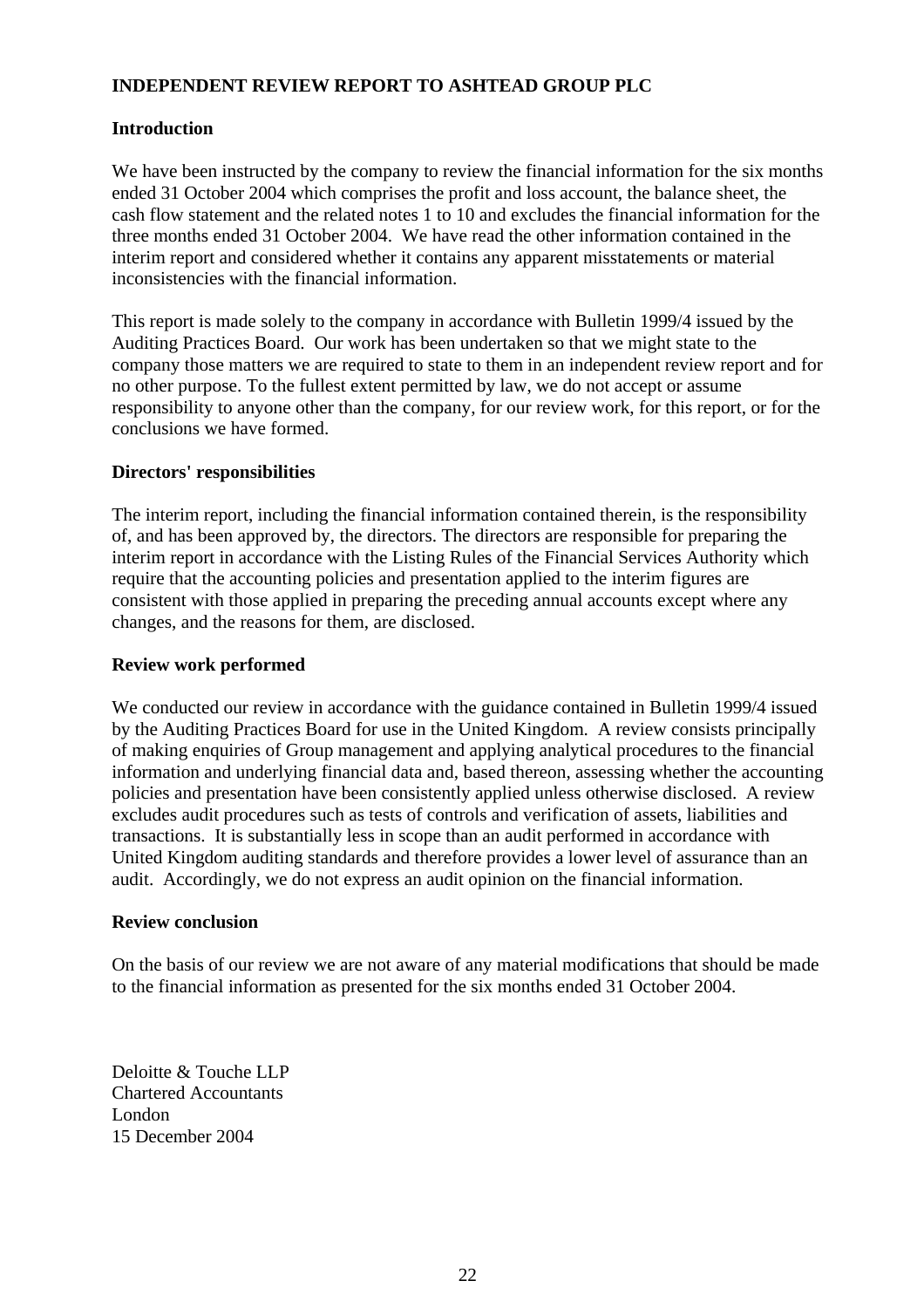# INDEPENDENT REVIEW REPORT TO ASHTEAD GROUP PLC

## Introduction

We have been instructed by the company to review the financial information for the six months ended 31 October 2004 which comprises the profit and loss account, the balance sheet, the cash flow statement and the related notes 1 to 10 and excludes the financial information for the three months ended 31 October 2004. We have read the other information contained in the interim report and considered whether it contains any apparent misstatements or material inconsistencies with the financial information.

This report is made solely to the company in accordance with Bulletin 1999/4 issued by the Auditing Practices Board. Our work has been undertaken so that we might state to the company those matters we are required to state to them in an independent review report and for no other purpose. To the fullest extent permitted by law, we do not accept or assume responsibility to anyone other than the company, for our review work, for this report, or for the conclusions we have formed.

## Directors' responsibilities

The interim report, including the financial information contained therein, is the responsibility of, and has been approved by, the directors. The directors are responsible for preparing the interim report in accordance with the Listing Rules of the Financial Services Authority which require that the accounting policies and presentation applied to the interim figures are consistent with those applied in preparing the preceding annual accounts except where any changes, and the reasons for them, are disclosed.

## Review work performed

We conducted our review in accordance with the guidance contained in Bulletin 1999/4 issued by the Auditing Practices Board for use in the United Kingdom. A review consists principally of making enquiries of Group management and applying analytical procedures to the financial information and underlying financial data and, based thereon, assessing whether the accounting policies and presentation have been consistently applied unless otherwise disclosed. A review excludes audit procedures such as tests of controls and verification of assets, liabilities and transactions. It is substantially less in scope than an audit performed in accordance with United Kingdom auditing standards and therefore provides a lower level of assurance than an audit. Accordingly, we do not express an audit opinion on the financial information.

## Review conclusion

On the basis of our review we are not aware of any material modifications that should be made to the financial information as presented for the six months ended 31 October 2004.

Deloitte & Touche LLP
Chartered Accountants
London
15 December 2004